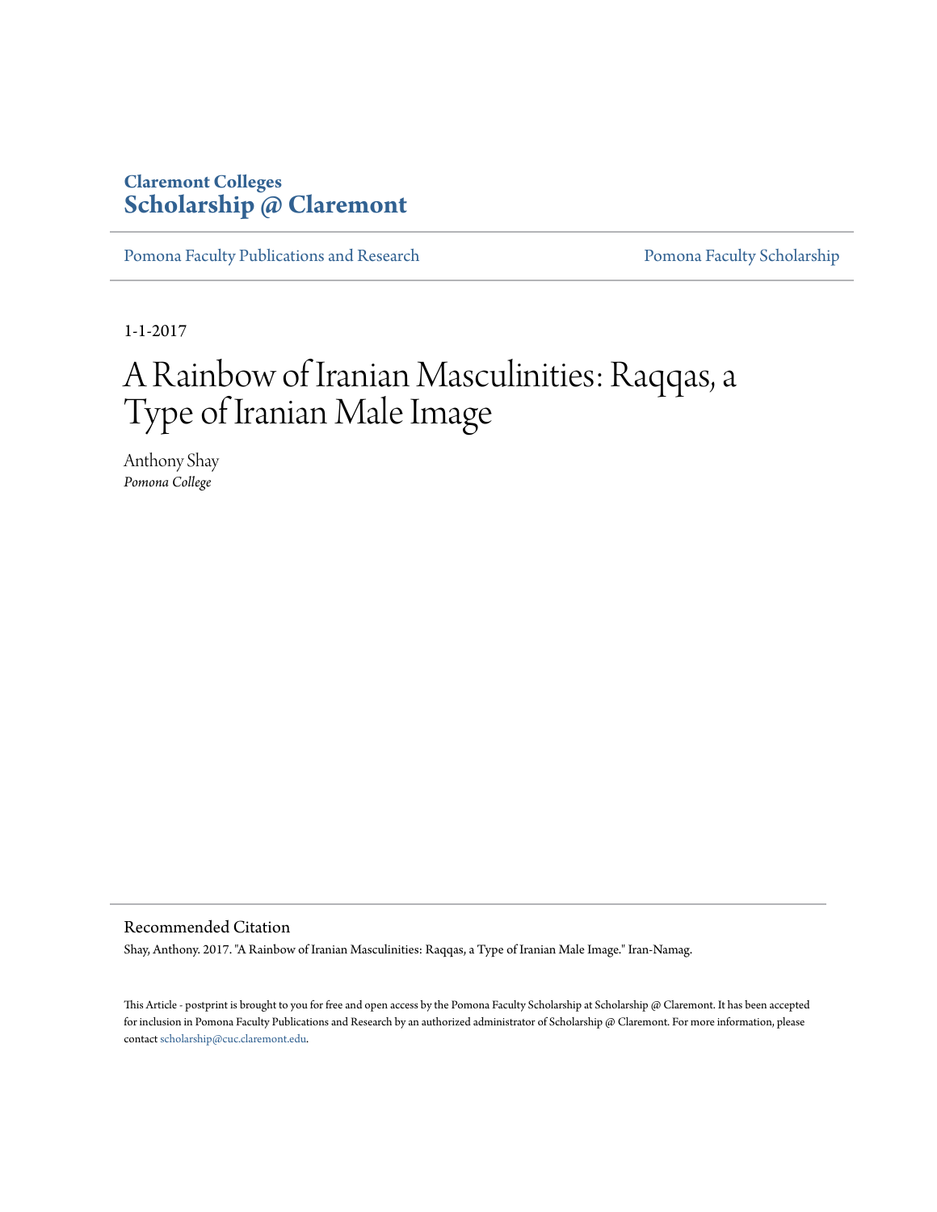Claremont Colleges
**Scholarship @ Claremont**

Pomona Faculty Publications and Research | Pomona Faculty Scholarship

1-1-2017

# A Rainbow of Iranian Masculinities: Raqqas, a Type of Iranian Male Image

Anthony Shay
*Pomona College*

## Recommended Citation

Shay, Anthony. 2017. "A Rainbow of Iranian Masculinities: Raqqas, a Type of Iranian Male Image." Iran-Namag.

This Article - postprint is brought to you for free and open access by the Pomona Faculty Scholarship at Scholarship @ Claremont. It has been accepted for inclusion in Pomona Faculty Publications and Research by an authorized administrator of Scholarship @ Claremont. For more information, please contact scholarship@cuc.claremont.edu.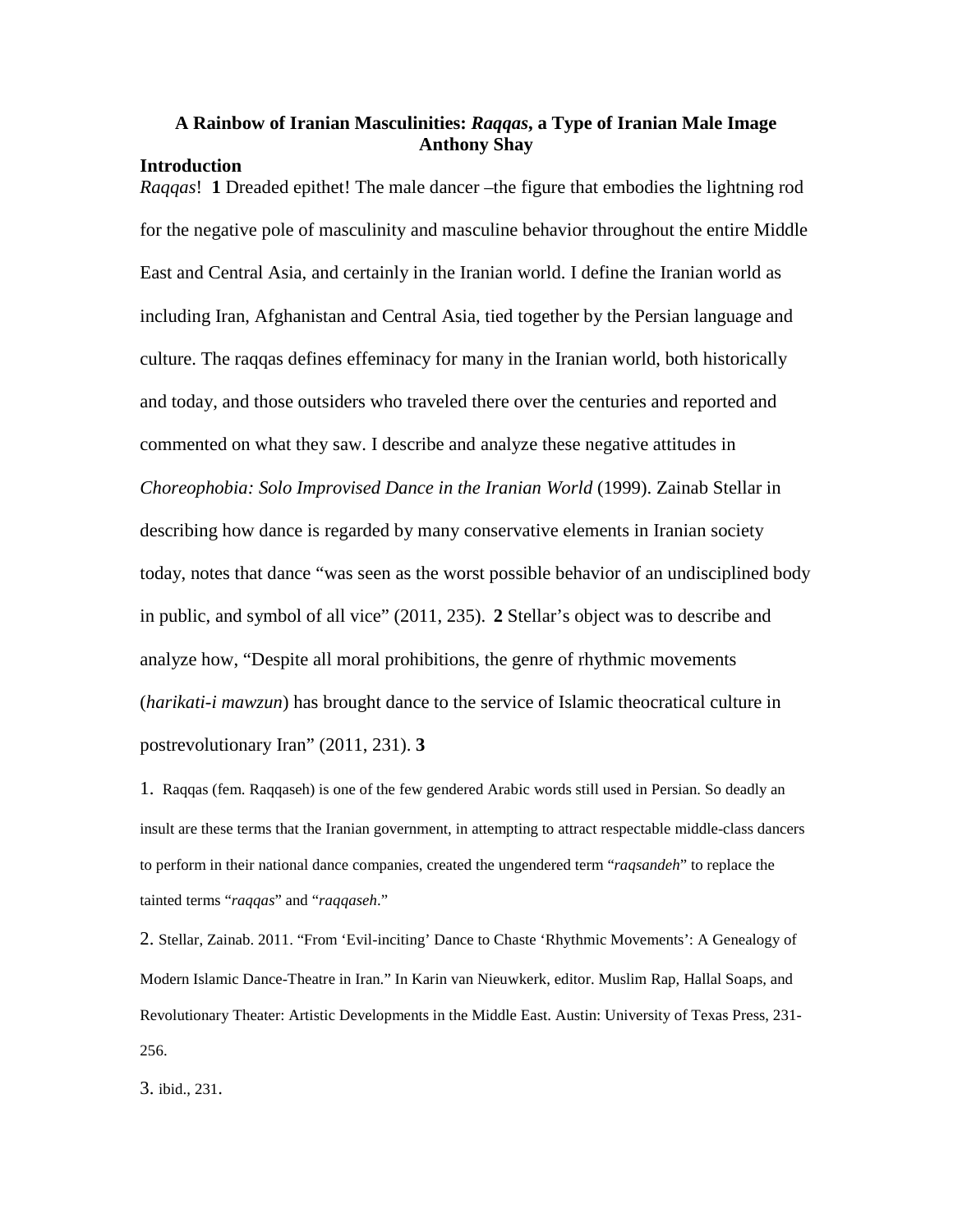**A Rainbow of Iranian Masculinities: *Raqqas*, a Type of Iranian Male Image**
**Anthony Shay**

## Introduction

*Raqqas*! [1] Dreaded epithet! The male dancer –the figure that embodies the lightning rod for the negative pole of masculinity and masculine behavior throughout the entire Middle East and Central Asia, and certainly in the Iranian world. I define the Iranian world as including Iran, Afghanistan and Central Asia, tied together by the Persian language and culture. The raqqas defines effeminacy for many in the Iranian world, both historically and today, and those outsiders who traveled there over the centuries and reported and commented on what they saw. I describe and analyze these negative attitudes in *Choreophobia: Solo Improvised Dance in the Iranian World* (1999). Zainab Stellar in describing how dance is regarded by many conservative elements in Iranian society today, notes that dance "was seen as the worst possible behavior of an undisciplined body in public, and symbol of all vice" (2011, 235). [2] Stellar's object was to describe and analyze how, "Despite all moral prohibitions, the genre of rhythmic movements (*harikati-i mawzun*) has brought dance to the service of Islamic theocratical culture in postrevolutionary Iran" (2011, 231). [3]

1. Raqqas (fem. Raqqaseh) is one of the few gendered Arabic words still used in Persian. So deadly an insult are these terms that the Iranian government, in attempting to attract respectable middle-class dancers to perform in their national dance companies, created the ungendered term "*raqsandeh*" to replace the tainted terms "*raqqas*" and "*raqqaseh*."

2. Stellar, Zainab. 2011. "From 'Evil-inciting' Dance to Chaste 'Rhythmic Movements': A Genealogy of Modern Islamic Dance-Theatre in Iran." In Karin van Nieuwkerk, editor. Muslim Rap, Hallal Soaps, and Revolutionary Theater: Artistic Developments in the Middle East. Austin: University of Texas Press, 231-256.

3. ibid., 231.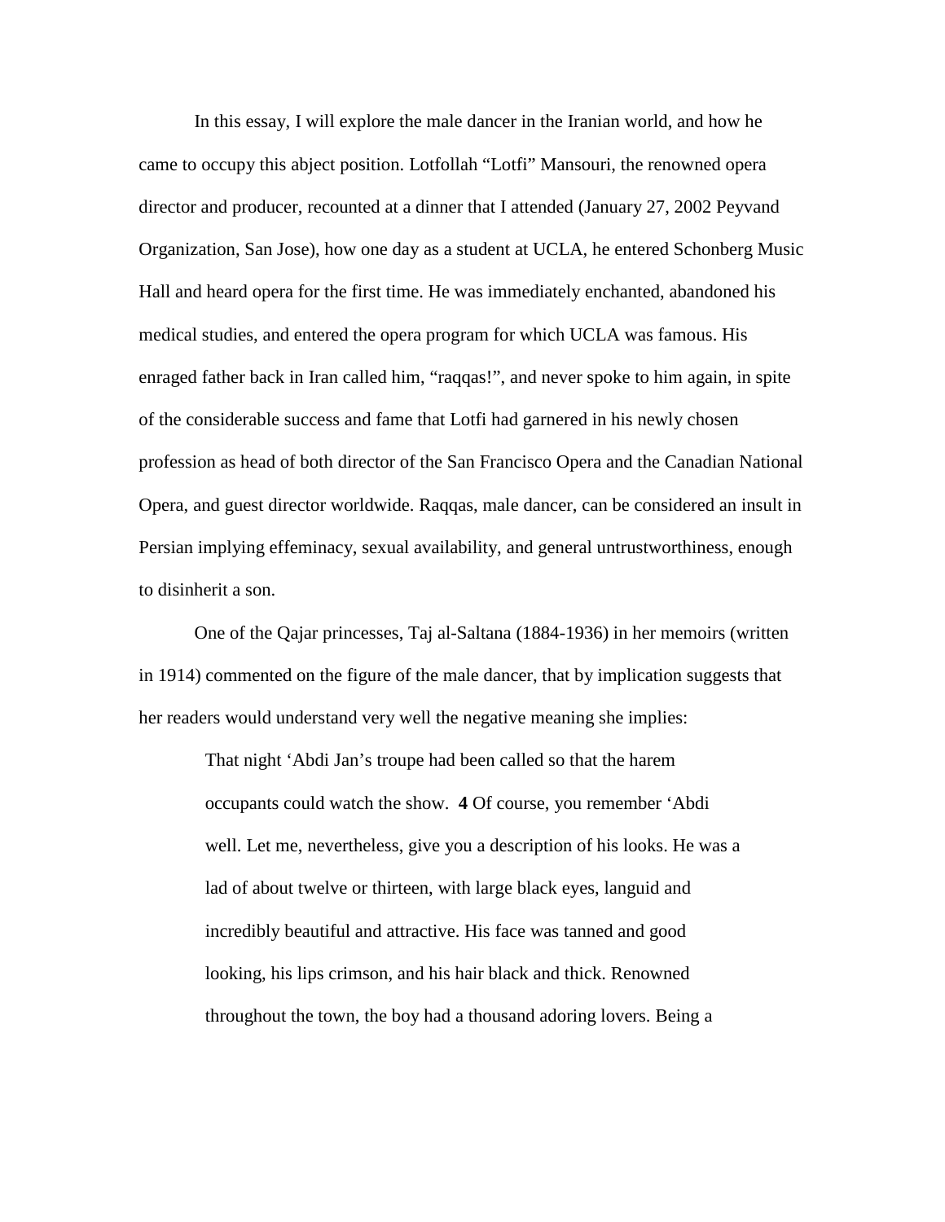In this essay, I will explore the male dancer in the Iranian world, and how he came to occupy this abject position. Lotfollah "Lotfi" Mansouri, the renowned opera director and producer, recounted at a dinner that I attended (January 27, 2002 Peyvand Organization, San Jose), how one day as a student at UCLA, he entered Schonberg Music Hall and heard opera for the first time. He was immediately enchanted, abandoned his medical studies, and entered the opera program for which UCLA was famous. His enraged father back in Iran called him, "raqqas!", and never spoke to him again, in spite of the considerable success and fame that Lotfi had garnered in his newly chosen profession as head of both director of the San Francisco Opera and the Canadian National Opera, and guest director worldwide. Raqqas, male dancer, can be considered an insult in Persian implying effeminacy, sexual availability, and general untrustworthiness, enough to disinherit a son.

One of the Qajar princesses, Taj al-Saltana (1884-1936) in her memoirs (written in 1914) commented on the figure of the male dancer, that by implication suggests that her readers would understand very well the negative meaning she implies:

> That night 'Abdi Jan's troupe had been called so that the harem occupants could watch the show. **4** Of course, you remember 'Abdi well. Let me, nevertheless, give you a description of his looks. He was a lad of about twelve or thirteen, with large black eyes, languid and incredibly beautiful and attractive. His face was tanned and good looking, his lips crimson, and his hair black and thick. Renowned throughout the town, the boy had a thousand adoring lovers. Being a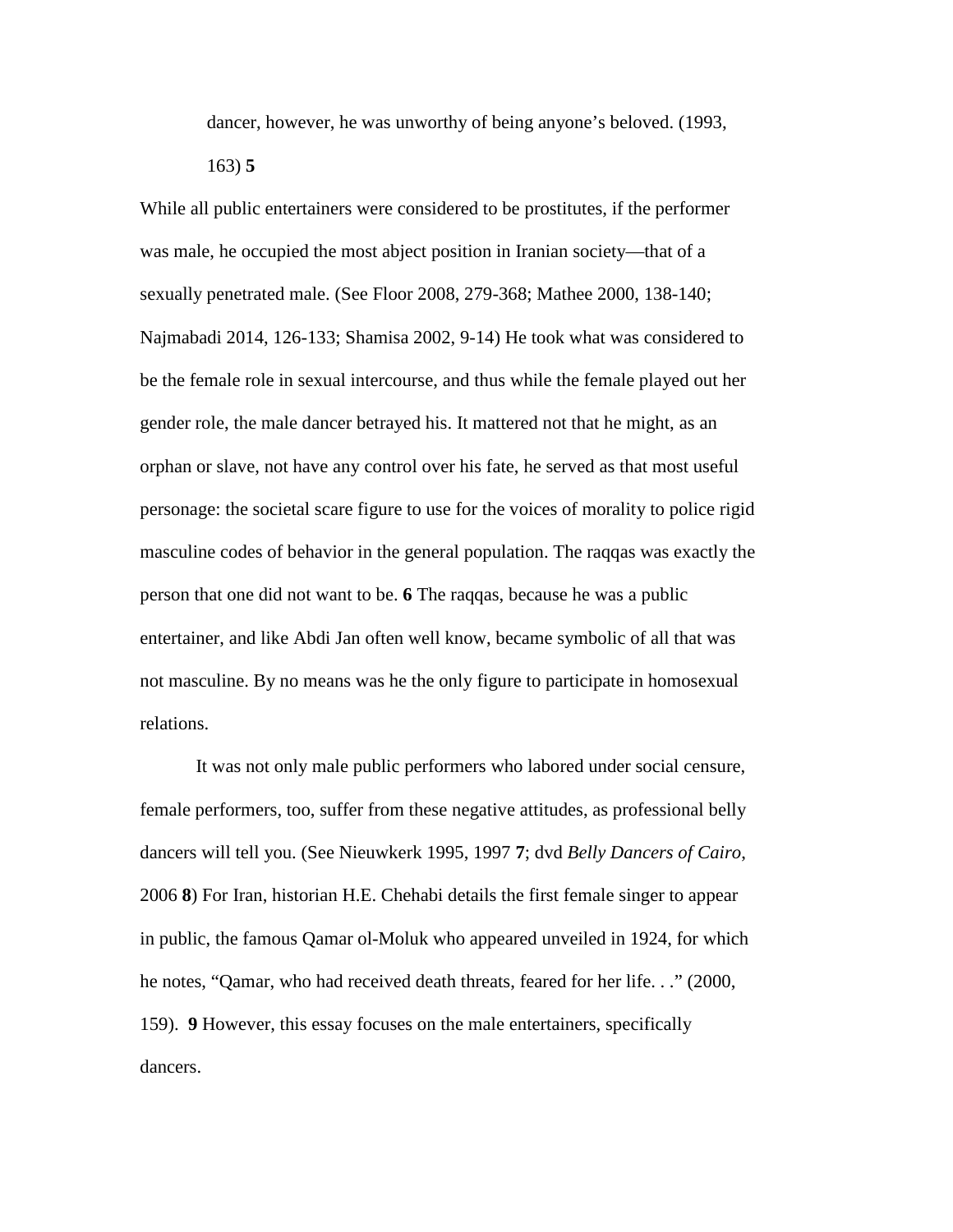> dancer, however, he was unworthy of being anyone's beloved. (1993, 163) **5**

While all public entertainers were considered to be prostitutes, if the performer was male, he occupied the most abject position in Iranian society—that of a sexually penetrated male. (See Floor 2008, 279-368; Mathee 2000, 138-140; Najmabadi 2014, 126-133; Shamisa 2002, 9-14) He took what was considered to be the female role in sexual intercourse, and thus while the female played out her gender role, the male dancer betrayed his. It mattered not that he might, as an orphan or slave, not have any control over his fate, he served as that most useful personage: the societal scare figure to use for the voices of morality to police rigid masculine codes of behavior in the general population. The raqqas was exactly the person that one did not want to be. **6** The raqqas, because he was a public entertainer, and like Abdi Jan often well know, became symbolic of all that was not masculine. By no means was he the only figure to participate in homosexual relations.

It was not only male public performers who labored under social censure, female performers, too, suffer from these negative attitudes, as professional belly dancers will tell you. (See Nieuwkerk 1995, 1997 **7**; dvd *Belly Dancers of Cairo*, 2006 **8**) For Iran, historian H.E. Chehabi details the first female singer to appear in public, the famous Qamar ol-Moluk who appeared unveiled in 1924, for which he notes, "Qamar, who had received death threats, feared for her life. . ." (2000, 159). **9** However, this essay focuses on the male entertainers, specifically dancers.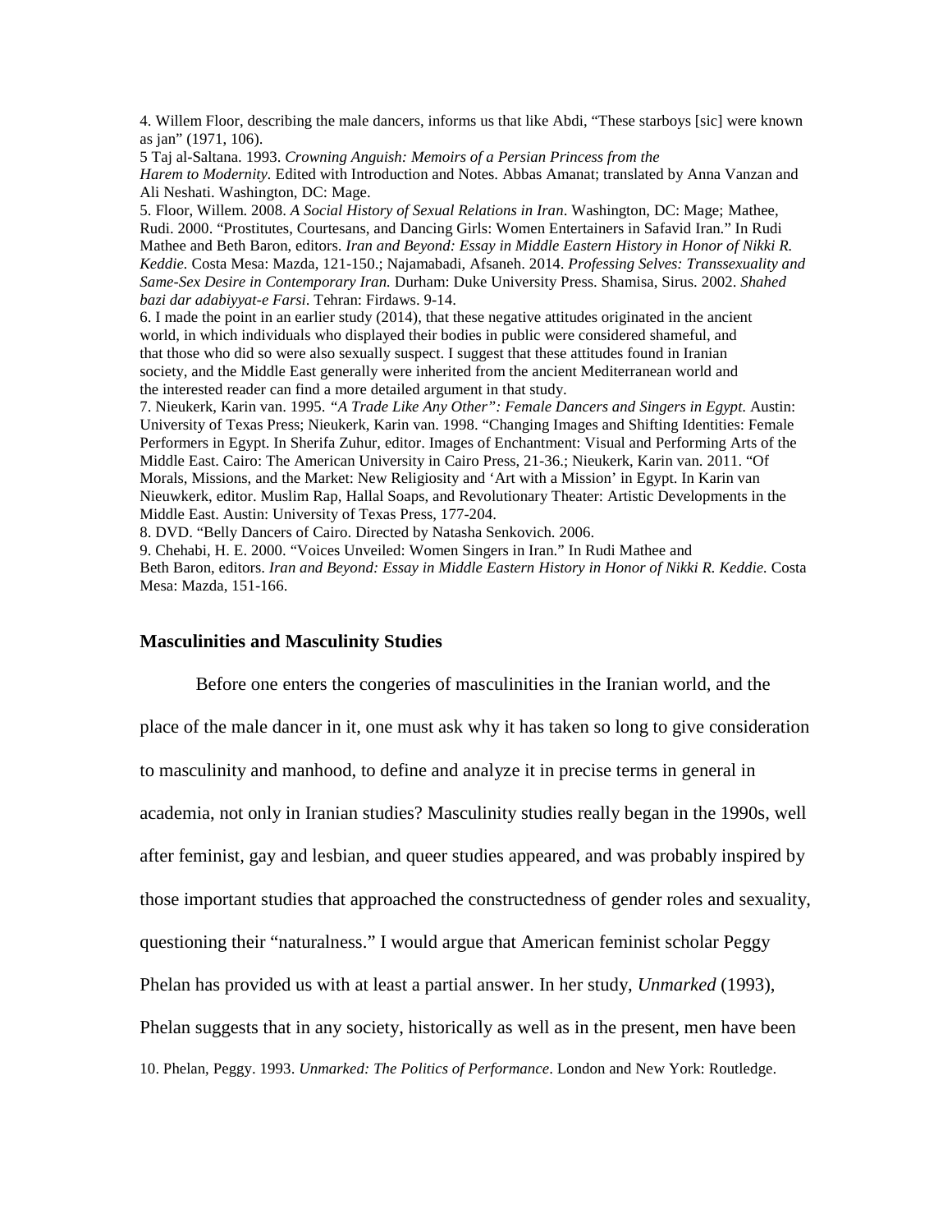4. Willem Floor, describing the male dancers, informs us that like Abdi, "These starboys [sic] were known as jan" (1971, 106).

5 Taj al-Saltana. 1993. *Crowning Anguish: Memoirs of a Persian Princess from the Harem to Modernity*. Edited with Introduction and Notes. Abbas Amanat; translated by Anna Vanzan and Ali Neshati. Washington, DC: Mage.

5. Floor, Willem. 2008. *A Social History of Sexual Relations in Iran*. Washington, DC: Mage; Mathee, Rudi. 2000. "Prostitutes, Courtesans, and Dancing Girls: Women Entertainers in Safavid Iran." In Rudi Mathee and Beth Baron, editors. *Iran and Beyond: Essay in Middle Eastern History in Honor of Nikki R. Keddie*. Costa Mesa: Mazda, 121-150.; Najamabadi, Afsaneh. 2014. *Professing Selves: Transsexuality and Same-Sex Desire in Contemporary Iran*. Durham: Duke University Press. Shamisa, Sirus. 2002. *Shahed bazi dar adabiyyat-e Farsi*. Tehran: Firdaws. 9-14.

6. I made the point in an earlier study (2014), that these negative attitudes originated in the ancient world, in which individuals who displayed their bodies in public were considered shameful, and that those who did so were also sexually suspect. I suggest that these attitudes found in Iranian society, and the Middle East generally were inherited from the ancient Mediterranean world and the interested reader can find a more detailed argument in that study.

7. Nieukerk, Karin van. 1995. *"A Trade Like Any Other": Female Dancers and Singers in Egypt*. Austin: University of Texas Press; Nieukerk, Karin van. 1998. "Changing Images and Shifting Identities: Female Performers in Egypt. In Sherifa Zuhur, editor. Images of Enchantment: Visual and Performing Arts of the Middle East. Cairo: The American University in Cairo Press, 21-36.; Nieukerk, Karin van. 2011. "Of Morals, Missions, and the Market: New Religiosity and 'Art with a Mission' in Egypt. In Karin van Nieuwkerk, editor. Muslim Rap, Hallal Soaps, and Revolutionary Theater: Artistic Developments in the Middle East. Austin: University of Texas Press, 177-204.

8. DVD. "Belly Dancers of Cairo. Directed by Natasha Senkovich. 2006.

9. Chehabi, H. E. 2000. "Voices Unveiled: Women Singers in Iran." In Rudi Mathee and Beth Baron, editors. *Iran and Beyond: Essay in Middle Eastern History in Honor of Nikki R. Keddie*. Costa Mesa: Mazda, 151-166.

## Masculinities and Masculinity Studies

Before one enters the congeries of masculinities in the Iranian world, and the place of the male dancer in it, one must ask why it has taken so long to give consideration to masculinity and manhood, to define and analyze it in precise terms in general in academia, not only in Iranian studies? Masculinity studies really began in the 1990s, well after feminist, gay and lesbian, and queer studies appeared, and was probably inspired by those important studies that approached the constructedness of gender roles and sexuality, questioning their "naturalness." I would argue that American feminist scholar Peggy Phelan has provided us with at least a partial answer. In her study, *Unmarked* (1993), Phelan suggests that in any society, historically as well as in the present, men have been

10. Phelan, Peggy. 1993. *Unmarked: The Politics of Performance*. London and New York: Routledge.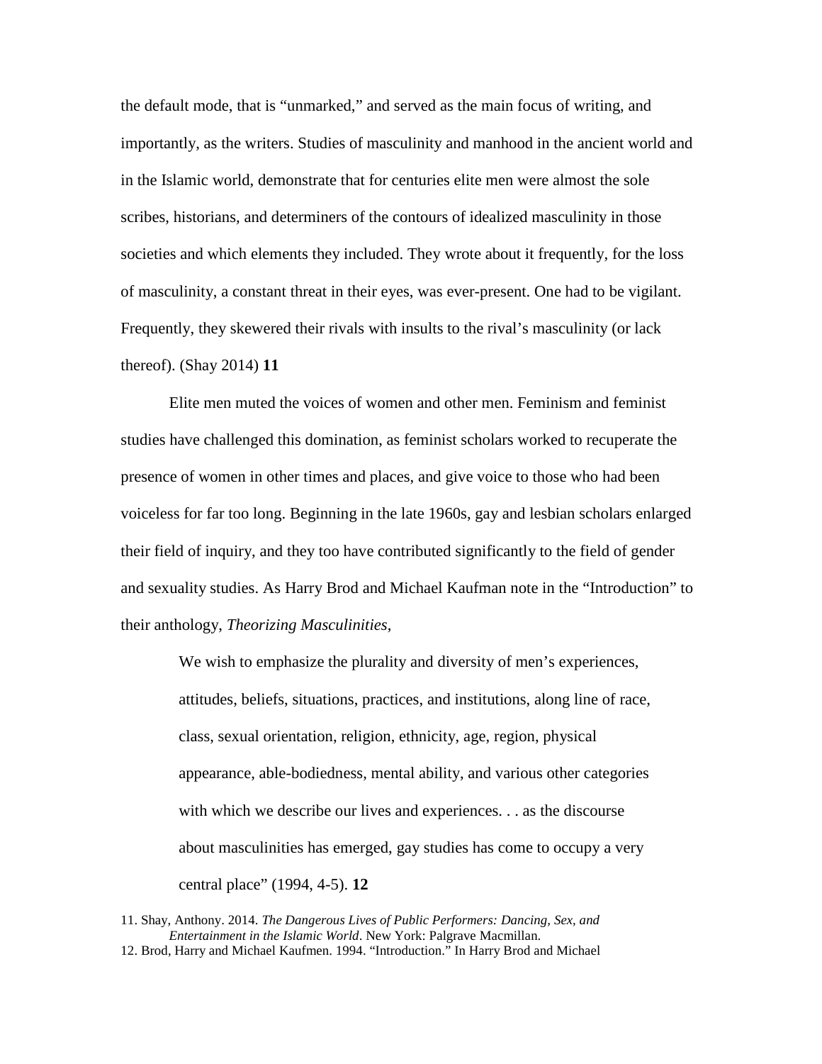the default mode, that is "unmarked," and served as the main focus of writing, and importantly, as the writers. Studies of masculinity and manhood in the ancient world and in the Islamic world, demonstrate that for centuries elite men were almost the sole scribes, historians, and determiners of the contours of idealized masculinity in those societies and which elements they included. They wrote about it frequently, for the loss of masculinity, a constant threat in their eyes, was ever-present. One had to be vigilant. Frequently, they skewered their rivals with insults to the rival's masculinity (or lack thereof). (Shay 2014) **11**

Elite men muted the voices of women and other men. Feminism and feminist studies have challenged this domination, as feminist scholars worked to recuperate the presence of women in other times and places, and give voice to those who had been voiceless for far too long. Beginning in the late 1960s, gay and lesbian scholars enlarged their field of inquiry, and they too have contributed significantly to the field of gender and sexuality studies. As Harry Brod and Michael Kaufman note in the "Introduction" to their anthology, *Theorizing Masculinities*,

> We wish to emphasize the plurality and diversity of men's experiences, attitudes, beliefs, situations, practices, and institutions, along line of race, class, sexual orientation, religion, ethnicity, age, region, physical appearance, able-bodiedness, mental ability, and various other categories with which we describe our lives and experiences. . . as the discourse about masculinities has emerged, gay studies has come to occupy a very central place" (1994, 4-5). **12**

11. Shay, Anthony. 2014. *The Dangerous Lives of Public Performers: Dancing, Sex, and Entertainment in the Islamic World*. New York: Palgrave Macmillan.
12. Brod, Harry and Michael Kaufmen. 1994. "Introduction." In Harry Brod and Michael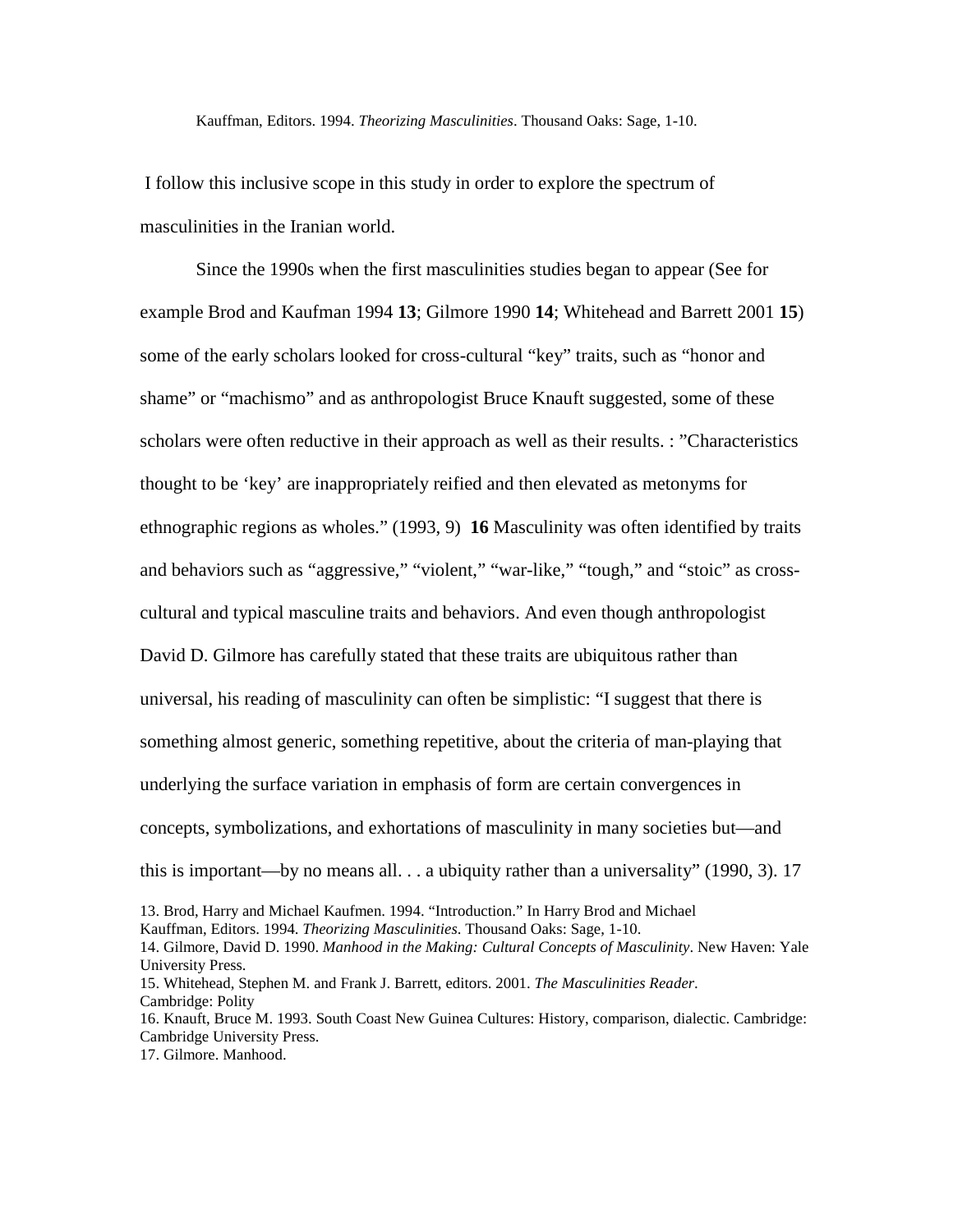Kauffman, Editors. 1994. *Theorizing Masculinities*. Thousand Oaks: Sage, 1-10.

I follow this inclusive scope in this study in order to explore the spectrum of masculinities in the Iranian world.

Since the 1990s when the first masculinities studies began to appear (See for example Brod and Kaufman 1994 **13**; Gilmore 1990 **14**; Whitehead and Barrett 2001 **15**) some of the early scholars looked for cross-cultural "key" traits, such as "honor and shame" or "machismo" and as anthropologist Bruce Knauft suggested, some of these scholars were often reductive in their approach as well as their results. : "Characteristics thought to be 'key' are inappropriately reified and then elevated as metonyms for ethnographic regions as wholes." (1993, 9) **16** Masculinity was often identified by traits and behaviors such as "aggressive," "violent," "war-like," "tough," and "stoic" as cross-cultural and typical masculine traits and behaviors. And even though anthropologist David D. Gilmore has carefully stated that these traits are ubiquitous rather than universal, his reading of masculinity can often be simplistic: "I suggest that there is something almost generic, something repetitive, about the criteria of man-playing that underlying the surface variation in emphasis of form are certain convergences in concepts, symbolizations, and exhortations of masculinity in many societies but—and this is important—by no means all. . . a ubiquity rather than a universality" (1990, 3). 17

13. Brod, Harry and Michael Kaufmen. 1994. "Introduction." In Harry Brod and Michael Kauffman, Editors. 1994. *Theorizing Masculinities*. Thousand Oaks: Sage, 1-10.
14. Gilmore, David D. 1990. *Manhood in the Making: Cultural Concepts of Masculinity*. New Haven: Yale University Press.
15. Whitehead, Stephen M. and Frank J. Barrett, editors. 2001. *The Masculinities Reader*. Cambridge: Polity
16. Knauft, Bruce M. 1993. South Coast New Guinea Cultures: History, comparison, dialectic. Cambridge: Cambridge University Press.
17. Gilmore. Manhood.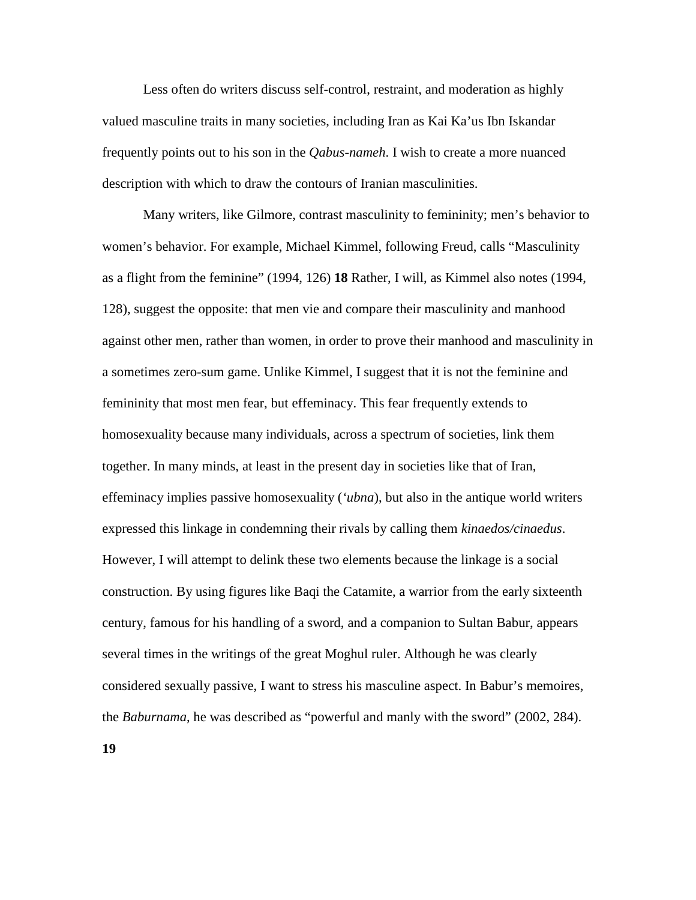Less often do writers discuss self-control, restraint, and moderation as highly valued masculine traits in many societies, including Iran as Kai Ka'us Ibn Iskandar frequently points out to his son in the *Qabus-nameh*. I wish to create a more nuanced description with which to draw the contours of Iranian masculinities.

Many writers, like Gilmore, contrast masculinity to femininity; men's behavior to women's behavior. For example, Michael Kimmel, following Freud, calls "Masculinity as a flight from the feminine" (1994, 126) **18** Rather, I will, as Kimmel also notes (1994, 128), suggest the opposite: that men vie and compare their masculinity and manhood against other men, rather than women, in order to prove their manhood and masculinity in a sometimes zero-sum game. Unlike Kimmel, I suggest that it is not the feminine and femininity that most men fear, but effeminacy. This fear frequently extends to homosexuality because many individuals, across a spectrum of societies, link them together. In many minds, at least in the present day in societies like that of Iran, effeminacy implies passive homosexuality (*'ubna*), but also in the antique world writers expressed this linkage in condemning their rivals by calling them *kinaedos/cinaedus*. However, I will attempt to delink these two elements because the linkage is a social construction. By using figures like Baqi the Catamite, a warrior from the early sixteenth century, famous for his handling of a sword, and a companion to Sultan Babur, appears several times in the writings of the great Moghul ruler. Although he was clearly considered sexually passive, I want to stress his masculine aspect. In Babur's memoires, the *Baburnama*, he was described as "powerful and manly with the sword" (2002, 284).

**19**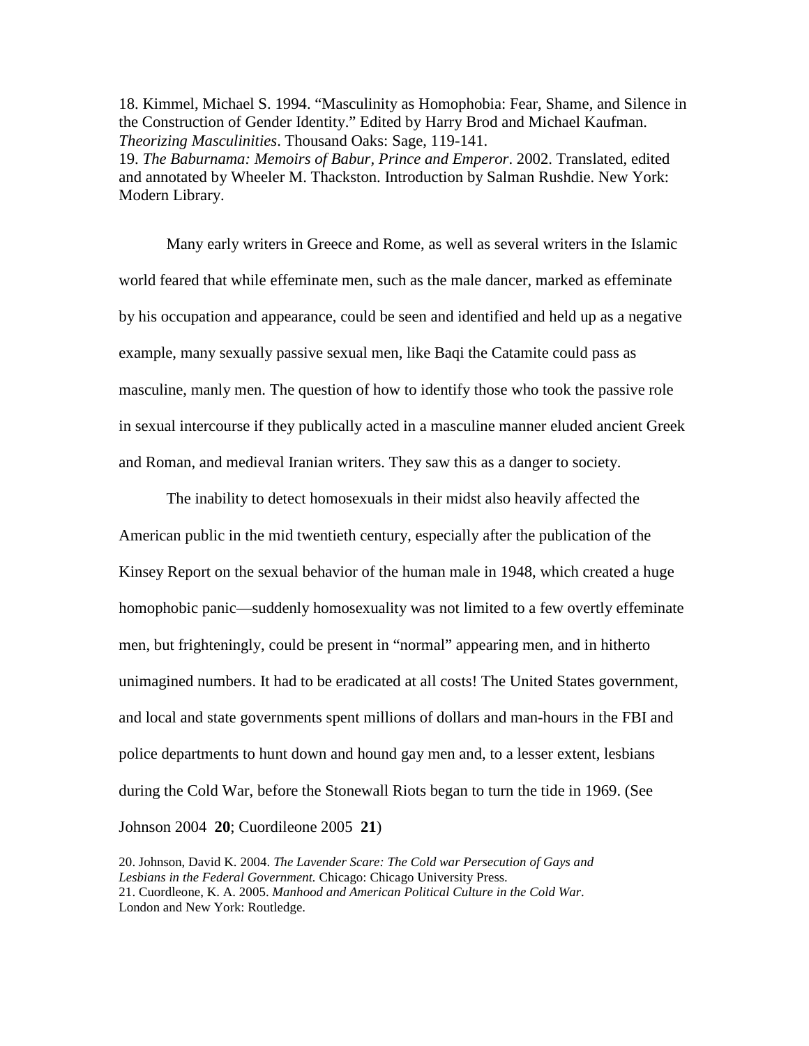18. Kimmel, Michael S. 1994. "Masculinity as Homophobia: Fear, Shame, and Silence in the Construction of Gender Identity." Edited by Harry Brod and Michael Kaufman. *Theorizing Masculinities*. Thousand Oaks: Sage, 119-141.
19. *The Baburnama: Memoirs of Babur, Prince and Emperor*. 2002. Translated, edited and annotated by Wheeler M. Thackston. Introduction by Salman Rushdie. New York: Modern Library.

Many early writers in Greece and Rome, as well as several writers in the Islamic world feared that while effeminate men, such as the male dancer, marked as effeminate by his occupation and appearance, could be seen and identified and held up as a negative example, many sexually passive sexual men, like Baqi the Catamite could pass as masculine, manly men. The question of how to identify those who took the passive role in sexual intercourse if they publically acted in a masculine manner eluded ancient Greek and Roman, and medieval Iranian writers. They saw this as a danger to society.

The inability to detect homosexuals in their midst also heavily affected the American public in the mid twentieth century, especially after the publication of the Kinsey Report on the sexual behavior of the human male in 1948, which created a huge homophobic panic—suddenly homosexuality was not limited to a few overtly effeminate men, but frighteningly, could be present in "normal" appearing men, and in hitherto unimagined numbers. It had to be eradicated at all costs! The United States government, and local and state governments spent millions of dollars and man-hours in the FBI and police departments to hunt down and hound gay men and, to a lesser extent, lesbians during the Cold War, before the Stonewall Riots began to turn the tide in 1969. (See Johnson 2004 **20**; Cuordileone 2005 **21**)

20. Johnson, David K. 2004. *The Lavender Scare: The Cold war Persecution of Gays and Lesbians in the Federal Government.* Chicago: Chicago University Press.
21. Cuordleone, K. A. 2005. *Manhood and American Political Culture in the Cold War*. London and New York: Routledge.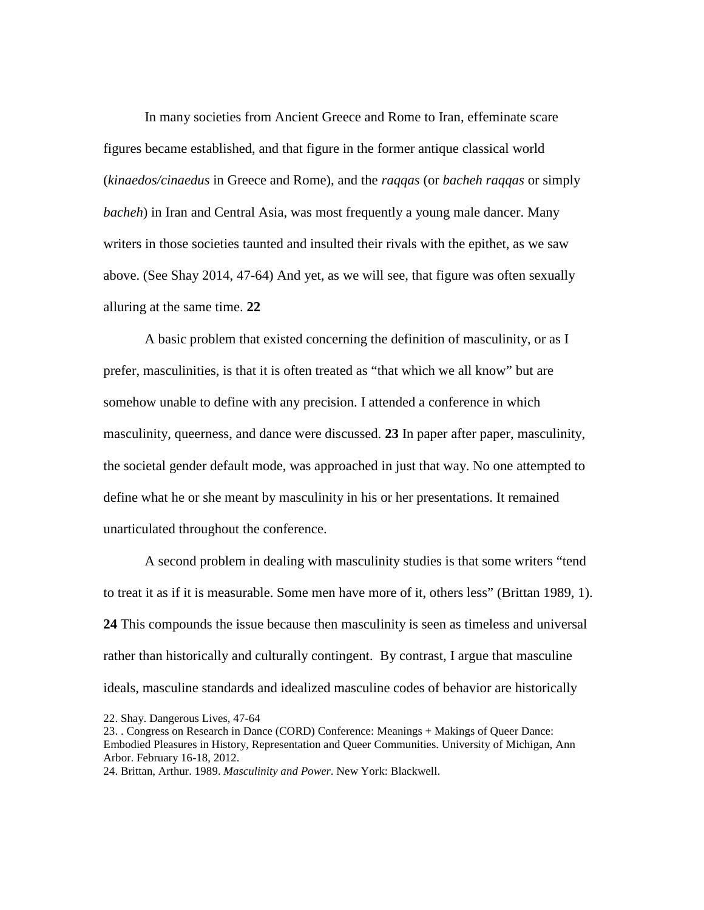In many societies from Ancient Greece and Rome to Iran, effeminate scare figures became established, and that figure in the former antique classical world (*kinaedos/cinaedus* in Greece and Rome), and the *raqqas* (or *bacheh raqqas* or simply *bacheh*) in Iran and Central Asia, was most frequently a young male dancer. Many writers in those societies taunted and insulted their rivals with the epithet, as we saw above. (See Shay 2014, 47-64) And yet, as we will see, that figure was often sexually alluring at the same time. **22**

A basic problem that existed concerning the definition of masculinity, or as I prefer, masculinities, is that it is often treated as "that which we all know" but are somehow unable to define with any precision. I attended a conference in which masculinity, queerness, and dance were discussed. **23** In paper after paper, masculinity, the societal gender default mode, was approached in just that way. No one attempted to define what he or she meant by masculinity in his or her presentations. It remained unarticulated throughout the conference.

A second problem in dealing with masculinity studies is that some writers "tend to treat it as if it is measurable. Some men have more of it, others less" (Brittan 1989, 1). **24** This compounds the issue because then masculinity is seen as timeless and universal rather than historically and culturally contingent. By contrast, I argue that masculine ideals, masculine standards and idealized masculine codes of behavior are historically

22. Shay. Dangerous Lives, 47-64

23. . Congress on Research in Dance (CORD) Conference: Meanings + Makings of Queer Dance: Embodied Pleasures in History, Representation and Queer Communities. University of Michigan, Ann Arbor. February 16-18, 2012.

24. Brittan, Arthur. 1989. *Masculinity and Power*. New York: Blackwell.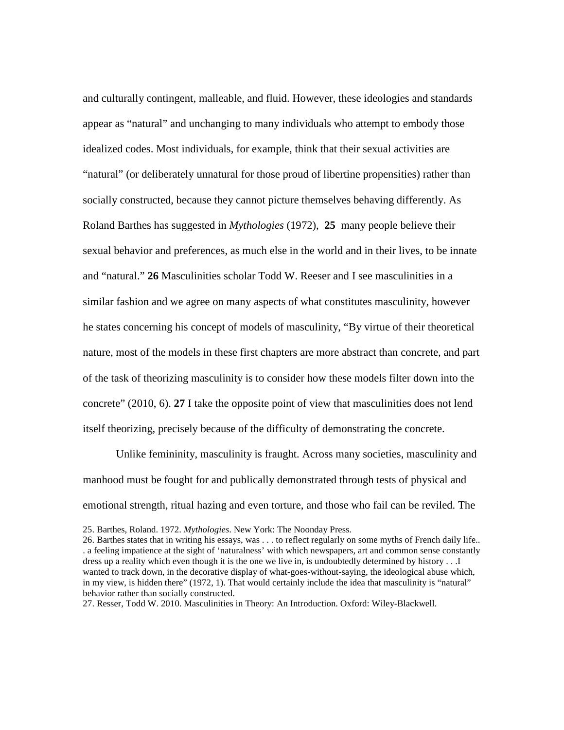and culturally contingent, malleable, and fluid. However, these ideologies and standards appear as "natural" and unchanging to many individuals who attempt to embody those idealized codes. Most individuals, for example, think that their sexual activities are "natural" (or deliberately unnatural for those proud of libertine propensities) rather than socially constructed, because they cannot picture themselves behaving differently. As Roland Barthes has suggested in *Mythologies* (1972), **25** many people believe their sexual behavior and preferences, as much else in the world and in their lives, to be innate and "natural." **26** Masculinities scholar Todd W. Reeser and I see masculinities in a similar fashion and we agree on many aspects of what constitutes masculinity, however he states concerning his concept of models of masculinity, "By virtue of their theoretical nature, most of the models in these first chapters are more abstract than concrete, and part of the task of theorizing masculinity is to consider how these models filter down into the concrete" (2010, 6). **27** I take the opposite point of view that masculinities does not lend itself theorizing, precisely because of the difficulty of demonstrating the concrete.

Unlike femininity, masculinity is fraught. Across many societies, masculinity and manhood must be fought for and publically demonstrated through tests of physical and emotional strength, ritual hazing and even torture, and those who fail can be reviled. The

25. Barthes, Roland. 1972. *Mythologies*. New York: The Noonday Press.
26. Barthes states that in writing his essays, was . . . to reflect regularly on some myths of French daily life.. . a feeling impatience at the sight of 'naturalness' with which newspapers, art and common sense constantly dress up a reality which even though it is the one we live in, is undoubtedly determined by history . . .I wanted to track down, in the decorative display of what-goes-without-saying, the ideological abuse which, in my view, is hidden there" (1972, 1). That would certainly include the idea that masculinity is "natural" behavior rather than socially constructed.
27. Resser, Todd W. 2010. Masculinities in Theory: An Introduction. Oxford: Wiley-Blackwell.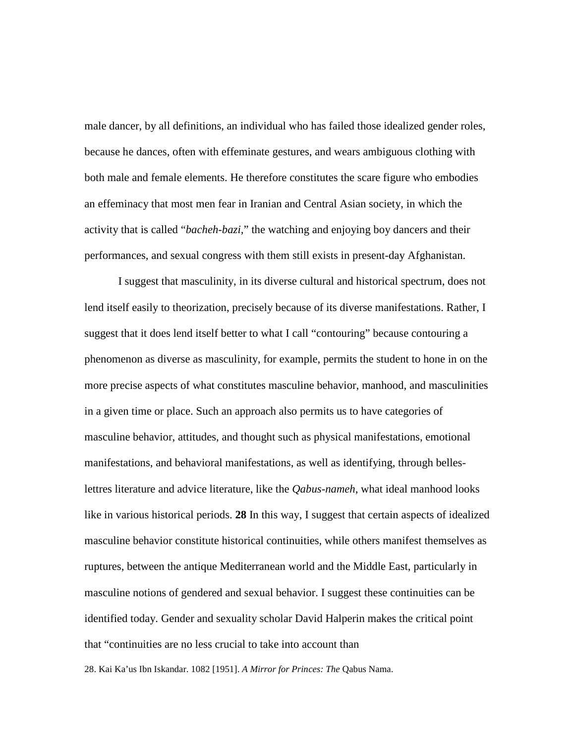male dancer, by all definitions, an individual who has failed those idealized gender roles, because he dances, often with effeminate gestures, and wears ambiguous clothing with both male and female elements. He therefore constitutes the scare figure who embodies an effeminacy that most men fear in Iranian and Central Asian society, in which the activity that is called "*bacheh-bazi*," the watching and enjoying boy dancers and their performances, and sexual congress with them still exists in present-day Afghanistan.

I suggest that masculinity, in its diverse cultural and historical spectrum, does not lend itself easily to theorization, precisely because of its diverse manifestations. Rather, I suggest that it does lend itself better to what I call "contouring" because contouring a phenomenon as diverse as masculinity, for example, permits the student to hone in on the more precise aspects of what constitutes masculine behavior, manhood, and masculinities in a given time or place. Such an approach also permits us to have categories of masculine behavior, attitudes, and thought such as physical manifestations, emotional manifestations, and behavioral manifestations, as well as identifying, through belles-lettres literature and advice literature, like the *Qabus-nameh*, what ideal manhood looks like in various historical periods. **28** In this way, I suggest that certain aspects of idealized masculine behavior constitute historical continuities, while others manifest themselves as ruptures, between the antique Mediterranean world and the Middle East, particularly in masculine notions of gendered and sexual behavior. I suggest these continuities can be identified today. Gender and sexuality scholar David Halperin makes the critical point that "continuities are no less crucial to take into account than

28. Kai Ka'us Ibn Iskandar. 1082 [1951]. *A Mirror for Princes: The* Qabus Nama.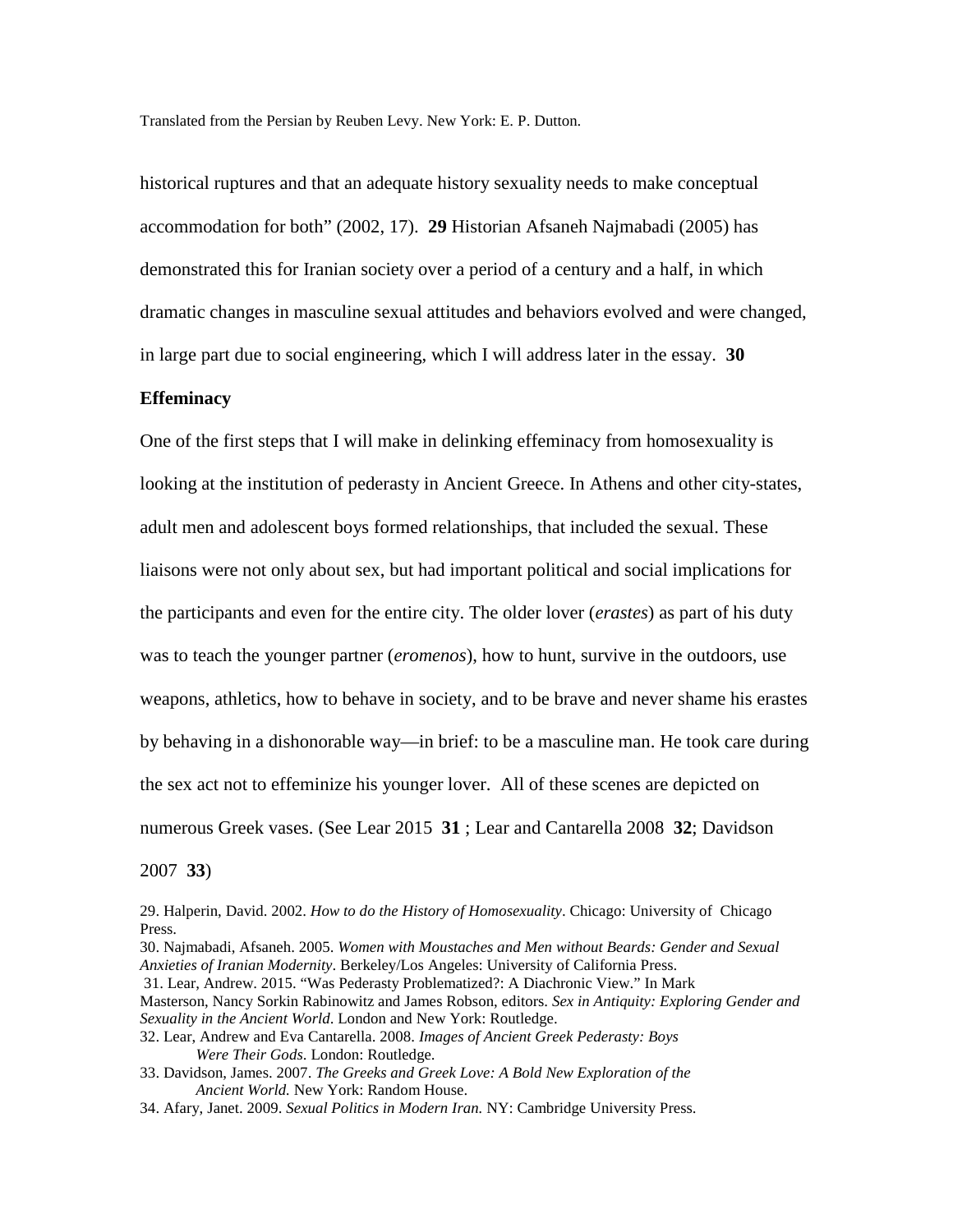Translated from the Persian by Reuben Levy. New York: E. P. Dutton.

historical ruptures and that an adequate history sexuality needs to make conceptual accommodation for both" (2002, 17). **29** Historian Afsaneh Najmabadi (2005) has demonstrated this for Iranian society over a period of a century and a half, in which dramatic changes in masculine sexual attitudes and behaviors evolved and were changed, in large part due to social engineering, which I will address later in the essay. **30**

**Effeminacy**

One of the first steps that I will make in delinking effeminacy from homosexuality is looking at the institution of pederasty in Ancient Greece. In Athens and other city-states, adult men and adolescent boys formed relationships, that included the sexual. These liaisons were not only about sex, but had important political and social implications for the participants and even for the entire city. The older lover (*erastes*) as part of his duty was to teach the younger partner (*eromenos*), how to hunt, survive in the outdoors, use weapons, athletics, how to behave in society, and to be brave and never shame his erastes by behaving in a dishonorable way—in brief: to be a masculine man. He took care during the sex act not to effeminize his younger lover. All of these scenes are depicted on numerous Greek vases. (See Lear 2015 **31** ; Lear and Cantarella 2008 **32**; Davidson 2007 **33**)

29. Halperin, David. 2002. *How to do the History of Homosexuality*. Chicago: University of Chicago Press.

30. Najmabadi, Afsaneh. 2005. *Women with Moustaches and Men without Beards: Gender and Sexual Anxieties of Iranian Modernity*. Berkeley/Los Angeles: University of California Press.

31. Lear, Andrew. 2015. "Was Pederasty Problematized?: A Diachronic View." In Mark Masterson, Nancy Sorkin Rabinowitz and James Robson, editors. *Sex in Antiquity: Exploring Gender and Sexuality in the Ancient World*. London and New York: Routledge.

32. Lear, Andrew and Eva Cantarella. 2008. *Images of Ancient Greek Pederasty: Boys Were Their Gods*. London: Routledge.

33. Davidson, James. 2007. *The Greeks and Greek Love: A Bold New Exploration of the Ancient World.* New York: Random House.

34. Afary, Janet. 2009. *Sexual Politics in Modern Iran.* NY: Cambridge University Press.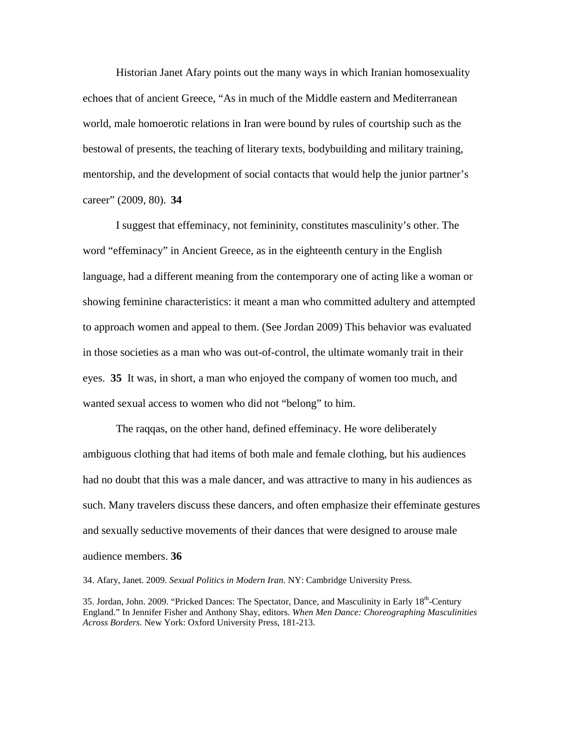Historian Janet Afary points out the many ways in which Iranian homosexuality echoes that of ancient Greece, "As in much of the Middle eastern and Mediterranean world, male homoerotic relations in Iran were bound by rules of courtship such as the bestowal of presents, the teaching of literary texts, bodybuilding and military training, mentorship, and the development of social contacts that would help the junior partner's career" (2009, 80). **34**

I suggest that effeminacy, not femininity, constitutes masculinity's other. The word "effeminacy" in Ancient Greece, as in the eighteenth century in the English language, had a different meaning from the contemporary one of acting like a woman or showing feminine characteristics: it meant a man who committed adultery and attempted to approach women and appeal to them. (See Jordan 2009) This behavior was evaluated in those societies as a man who was out-of-control, the ultimate womanly trait in their eyes. **35** It was, in short, a man who enjoyed the company of women too much, and wanted sexual access to women who did not "belong" to him.

The raqqas, on the other hand, defined effeminacy. He wore deliberately ambiguous clothing that had items of both male and female clothing, but his audiences had no doubt that this was a male dancer, and was attractive to many in his audiences as such. Many travelers discuss these dancers, and often emphasize their effeminate gestures and sexually seductive movements of their dances that were designed to arouse male audience members. **36**

34. Afary, Janet. 2009. *Sexual Politics in Modern Iran.* NY: Cambridge University Press.

35. Jordan, John. 2009. "Pricked Dances: The Spectator, Dance, and Masculinity in Early 18th-Century England." In Jennifer Fisher and Anthony Shay, editors. *When Men Dance: Choreographing Masculinities Across Borders*. New York: Oxford University Press, 181-213.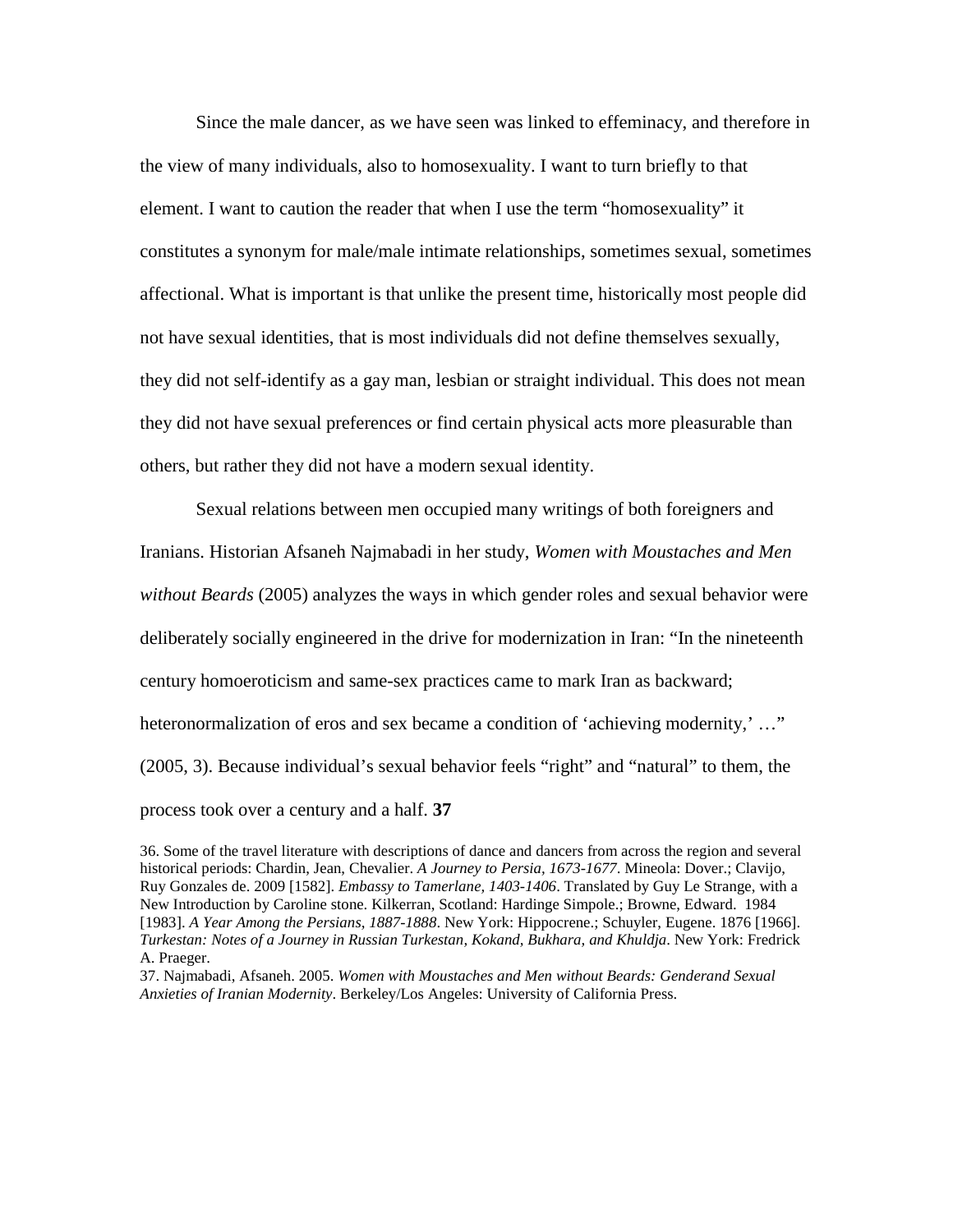Since the male dancer, as we have seen was linked to effeminacy, and therefore in the view of many individuals, also to homosexuality. I want to turn briefly to that element. I want to caution the reader that when I use the term "homosexuality" it constitutes a synonym for male/male intimate relationships, sometimes sexual, sometimes affectional. What is important is that unlike the present time, historically most people did not have sexual identities, that is most individuals did not define themselves sexually, they did not self-identify as a gay man, lesbian or straight individual. This does not mean they did not have sexual preferences or find certain physical acts more pleasurable than others, but rather they did not have a modern sexual identity.

Sexual relations between men occupied many writings of both foreigners and Iranians. Historian Afsaneh Najmabadi in her study, *Women with Moustaches and Men without Beards* (2005) analyzes the ways in which gender roles and sexual behavior were deliberately socially engineered in the drive for modernization in Iran: "In the nineteenth century homoeroticism and same-sex practices came to mark Iran as backward; heteronormalization of eros and sex became a condition of 'achieving modernity,' …" (2005, 3). Because individual's sexual behavior feels "right" and "natural" to them, the process took over a century and a half. **37**

36. Some of the travel literature with descriptions of dance and dancers from across the region and several historical periods: Chardin, Jean, Chevalier. *A Journey to Persia, 1673-1677*. Mineola: Dover.; Clavijo, Ruy Gonzales de. 2009 [1582]. *Embassy to Tamerlane, 1403-1406*. Translated by Guy Le Strange, with a New Introduction by Caroline stone. Kilkerran, Scotland: Hardinge Simpole.; Browne, Edward. 1984 [1983]. *A Year Among the Persians, 1887-1888*. New York: Hippocrene.; Schuyler, Eugene. 1876 [1966]. *Turkestan: Notes of a Journey in Russian Turkestan, Kokand, Bukhara, and Khuldja*. New York: Fredrick A. Praeger.

37. Najmabadi, Afsaneh. 2005. *Women with Moustaches and Men without Beards: Genderand Sexual Anxieties of Iranian Modernity*. Berkeley/Los Angeles: University of California Press.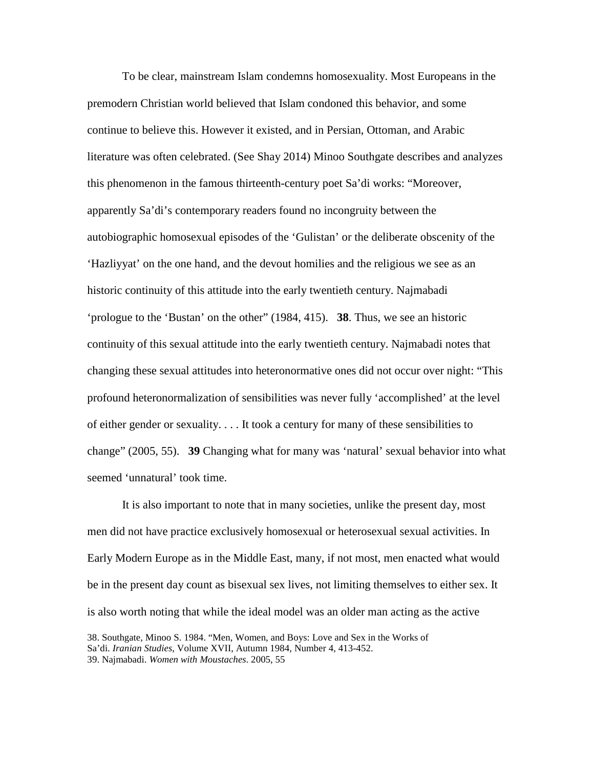To be clear, mainstream Islam condemns homosexuality. Most Europeans in the premodern Christian world believed that Islam condoned this behavior, and some continue to believe this. However it existed, and in Persian, Ottoman, and Arabic literature was often celebrated. (See Shay 2014) Minoo Southgate describes and analyzes this phenomenon in the famous thirteenth-century poet Sa'di works: "Moreover, apparently Sa'di's contemporary readers found no incongruity between the autobiographic homosexual episodes of the 'Gulistan' or the deliberate obscenity of the 'Hazliyyat' on the one hand, and the devout homilies and the religious we see as an historic continuity of this attitude into the early twentieth century. Najmabadi 'prologue to the 'Bustan' on the other" (1984, 415). **38**. Thus, we see an historic continuity of this sexual attitude into the early twentieth century. Najmabadi notes that changing these sexual attitudes into heteronormative ones did not occur over night: "This profound heteronormalization of sensibilities was never fully 'accomplished' at the level of either gender or sexuality. . . . It took a century for many of these sensibilities to change" (2005, 55). **39** Changing what for many was 'natural' sexual behavior into what seemed 'unnatural' took time.

It is also important to note that in many societies, unlike the present day, most men did not have practice exclusively homosexual or heterosexual sexual activities. In Early Modern Europe as in the Middle East, many, if not most, men enacted what would be in the present day count as bisexual sex lives, not limiting themselves to either sex. It is also worth noting that while the ideal model was an older man acting as the active

38. Southgate, Minoo S. 1984. "Men, Women, and Boys: Love and Sex in the Works of Sa'di. *Iranian Studies*, Volume XVII, Autumn 1984, Number 4, 413-452.
39. Najmabadi. *Women with Moustaches*. 2005, 55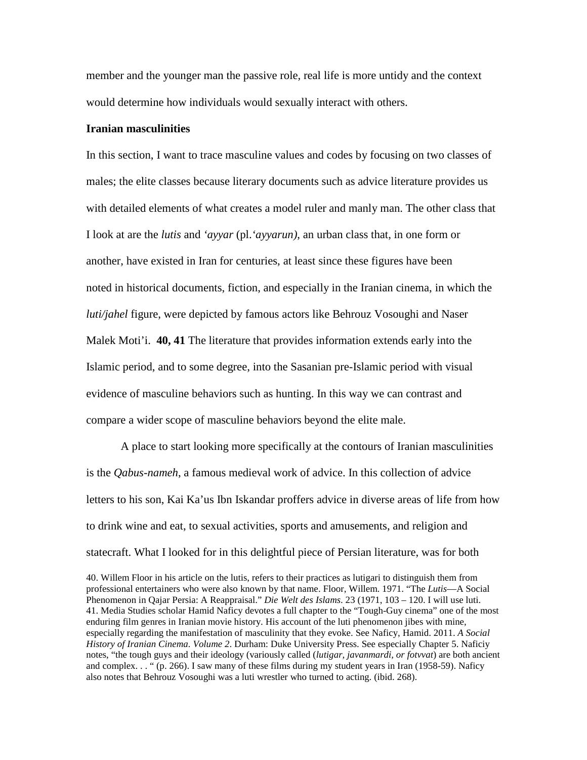member and the younger man the passive role, real life is more untidy and the context would determine how individuals would sexually interact with others.

**Iranian masculinities**

In this section, I want to trace masculine values and codes by focusing on two classes of males; the elite classes because literary documents such as advice literature provides us with detailed elements of what creates a model ruler and manly man. The other class that I look at are the *lutis* and *'ayyar* (pl.*'ayyarun)*, an urban class that, in one form or another, have existed in Iran for centuries, at least since these figures have been noted in historical documents, fiction, and especially in the Iranian cinema, in which the *luti/jahel* figure, were depicted by famous actors like Behrouz Vosoughi and Naser Malek Moti'i. **40, 41** The literature that provides information extends early into the Islamic period, and to some degree, into the Sasanian pre-Islamic period with visual evidence of masculine behaviors such as hunting. In this way we can contrast and compare a wider scope of masculine behaviors beyond the elite male.

A place to start looking more specifically at the contours of Iranian masculinities is the *Qabus-nameh*, a famous medieval work of advice. In this collection of advice letters to his son, Kai Ka'us Ibn Iskandar proffers advice in diverse areas of life from how to drink wine and eat, to sexual activities, sports and amusements, and religion and statecraft. What I looked for in this delightful piece of Persian literature, was for both

40. Willem Floor in his article on the lutis, refers to their practices as lutigari to distinguish them from professional entertainers who were also known by that name. Floor, Willem. 1971. "The *Lutis*—A Social Phenomenon in Qajar Persia: A Reappraisal." *Die Welt des Islams*. 23 (1971, 103 – 120. I will use luti.

41. Media Studies scholar Hamid Naficy devotes a full chapter to the "Tough-Guy cinema" one of the most enduring film genres in Iranian movie history. His account of the luti phenomenon jibes with mine, especially regarding the manifestation of masculinity that they evoke. See Naficy, Hamid. 2011. *A Social History of Iranian Cinema. Volume 2*. Durham: Duke University Press. See especially Chapter 5. Naficiy notes, "the tough guys and their ideology (variously called (*lutigar, javanmardi, or fotvvat*) are both ancient and complex. . . " (p. 266). I saw many of these films during my student years in Iran (1958-59). Naficy also notes that Behrouz Vosoughi was a luti wrestler who turned to acting. (ibid. 268).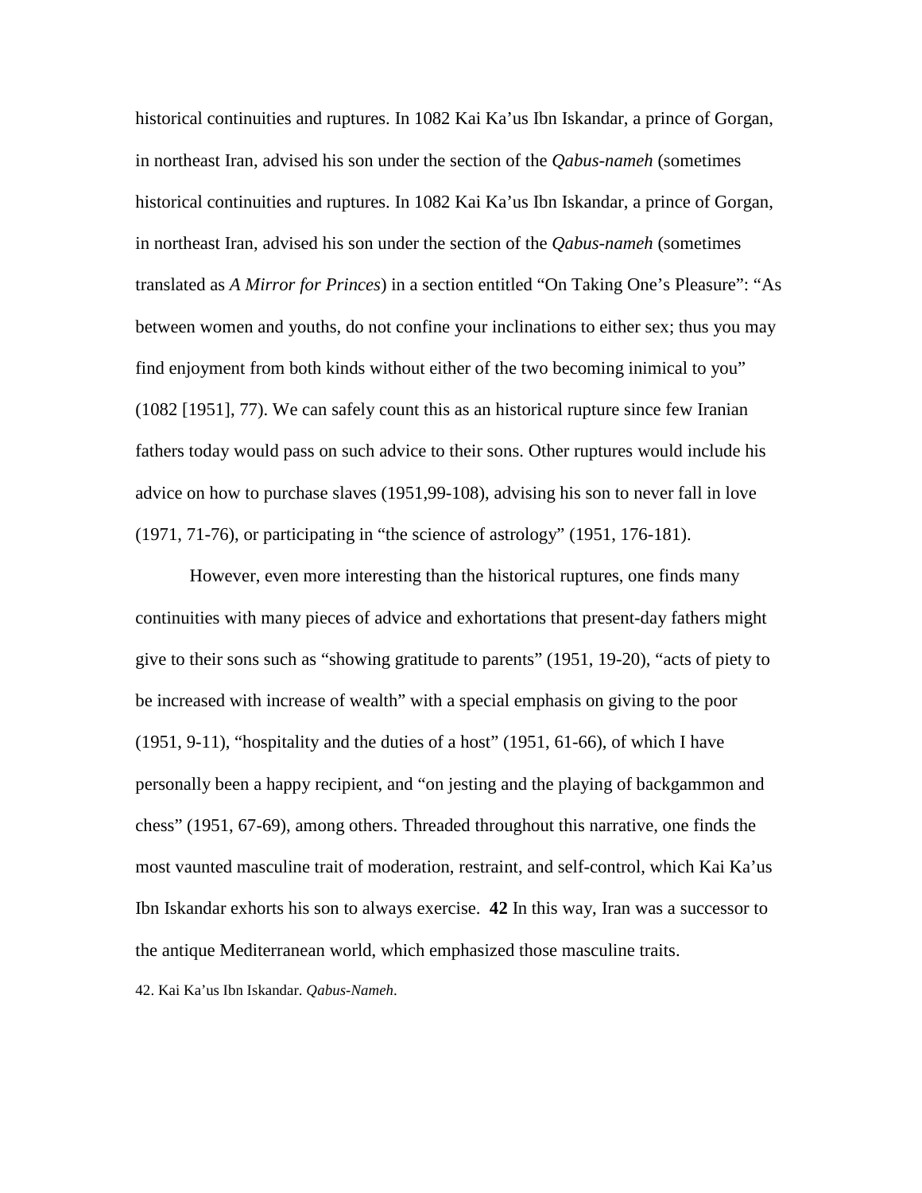historical continuities and ruptures. In 1082 Kai Ka'us Ibn Iskandar, a prince of Gorgan, in northeast Iran, advised his son under the section of the *Qabus-nameh* (sometimes historical continuities and ruptures. In 1082 Kai Ka'us Ibn Iskandar, a prince of Gorgan, in northeast Iran, advised his son under the section of the *Qabus-nameh* (sometimes translated as *A Mirror for Princes*) in a section entitled "On Taking One's Pleasure": "As between women and youths, do not confine your inclinations to either sex; thus you may find enjoyment from both kinds without either of the two becoming inimical to you" (1082 [1951], 77). We can safely count this as an historical rupture since few Iranian fathers today would pass on such advice to their sons. Other ruptures would include his advice on how to purchase slaves (1951,99-108), advising his son to never fall in love (1971, 71-76), or participating in "the science of astrology" (1951, 176-181).

However, even more interesting than the historical ruptures, one finds many continuities with many pieces of advice and exhortations that present-day fathers might give to their sons such as "showing gratitude to parents" (1951, 19-20), "acts of piety to be increased with increase of wealth" with a special emphasis on giving to the poor (1951, 9-11), "hospitality and the duties of a host" (1951, 61-66), of which I have personally been a happy recipient, and "on jesting and the playing of backgammon and chess" (1951, 67-69), among others. Threaded throughout this narrative, one finds the most vaunted masculine trait of moderation, restraint, and self-control, which Kai Ka'us Ibn Iskandar exhorts his son to always exercise. **42** In this way, Iran was a successor to the antique Mediterranean world, which emphasized those masculine traits.

42. Kai Ka'us Ibn Iskandar. *Qabus-Nameh*.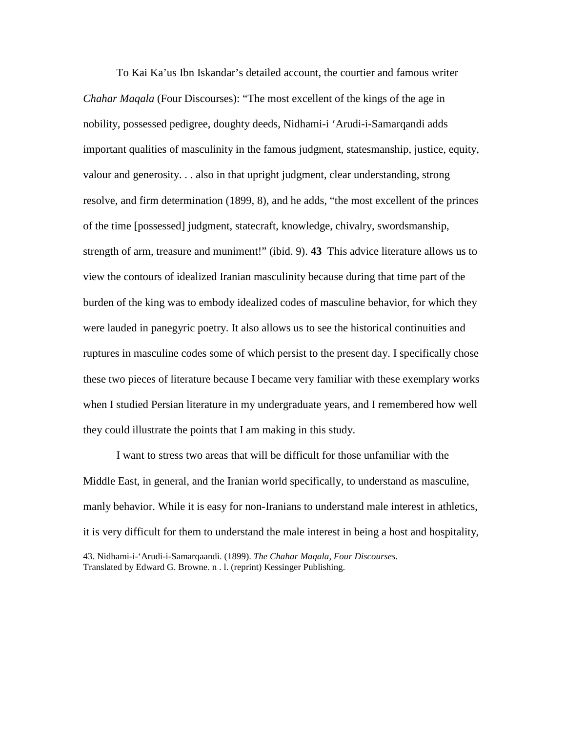To Kai Ka'us Ibn Iskandar's detailed account, the courtier and famous writer *Chahar Maqala* (Four Discourses): "The most excellent of the kings of the age in nobility, possessed pedigree, doughty deeds, Nidhami-i 'Arudi-i-Samarqandi adds important qualities of masculinity in the famous judgment, statesmanship, justice, equity, valour and generosity. . . also in that upright judgment, clear understanding, strong resolve, and firm determination (1899, 8), and he adds, "the most excellent of the princes of the time [possessed] judgment, statecraft, knowledge, chivalry, swordsmanship, strength of arm, treasure and muniment!" (ibid. 9). **43** This advice literature allows us to view the contours of idealized Iranian masculinity because during that time part of the burden of the king was to embody idealized codes of masculine behavior, for which they were lauded in panegyric poetry. It also allows us to see the historical continuities and ruptures in masculine codes some of which persist to the present day. I specifically chose these two pieces of literature because I became very familiar with these exemplary works when I studied Persian literature in my undergraduate years, and I remembered how well they could illustrate the points that I am making in this study.

I want to stress two areas that will be difficult for those unfamiliar with the Middle East, in general, and the Iranian world specifically, to understand as masculine, manly behavior. While it is easy for non-Iranians to understand male interest in athletics, it is very difficult for them to understand the male interest in being a host and hospitality,

43. Nidhami-i-'Arudi-i-Samarqaandi. (1899). *The Chahar Maqala, Four Discourses*. Translated by Edward G. Browne. n . l. (reprint) Kessinger Publishing.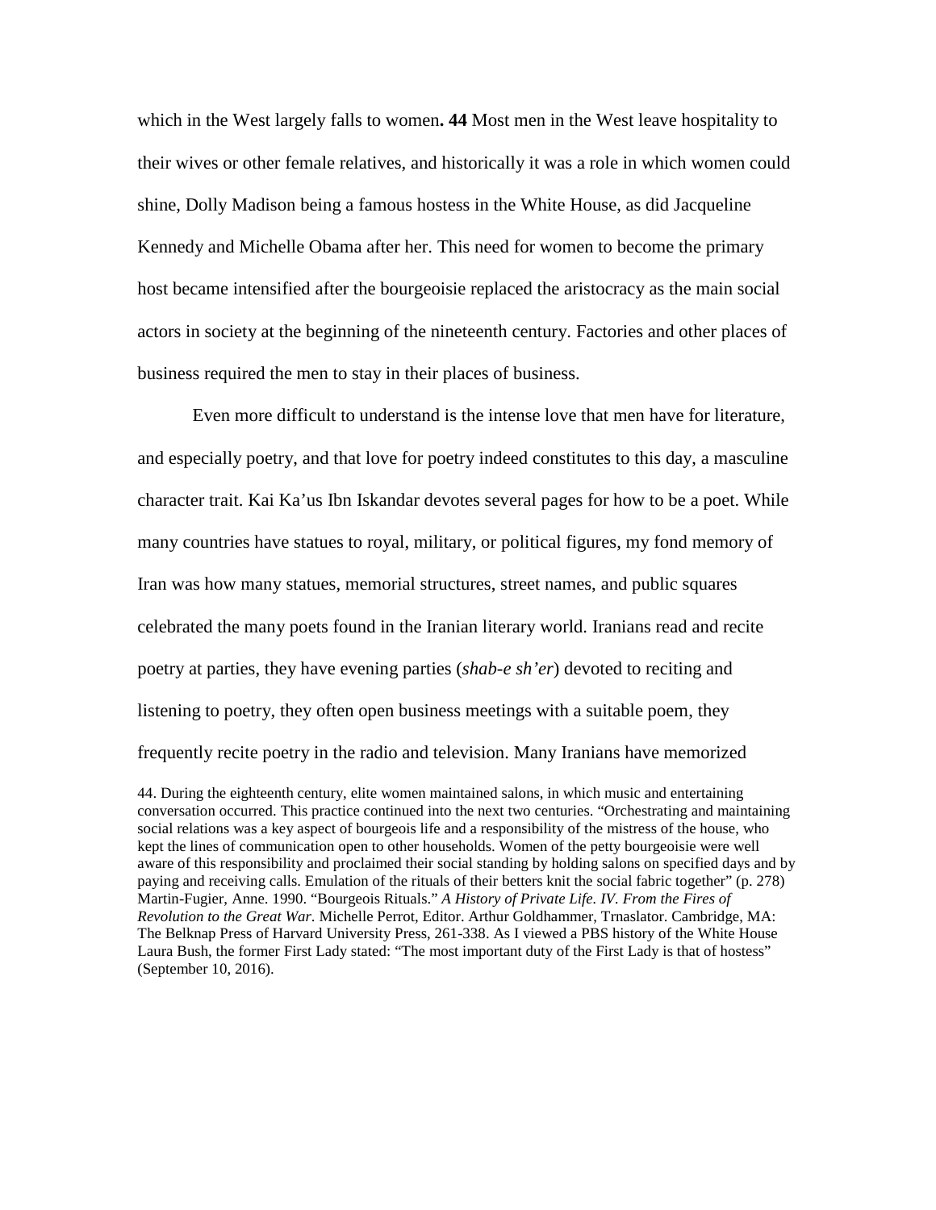which in the West largely falls to women**. 44** Most men in the West leave hospitality to their wives or other female relatives, and historically it was a role in which women could shine, Dolly Madison being a famous hostess in the White House, as did Jacqueline Kennedy and Michelle Obama after her. This need for women to become the primary host became intensified after the bourgeoisie replaced the aristocracy as the main social actors in society at the beginning of the nineteenth century. Factories and other places of business required the men to stay in their places of business.

Even more difficult to understand is the intense love that men have for literature, and especially poetry, and that love for poetry indeed constitutes to this day, a masculine character trait. Kai Ka'us Ibn Iskandar devotes several pages for how to be a poet. While many countries have statues to royal, military, or political figures, my fond memory of Iran was how many statues, memorial structures, street names, and public squares celebrated the many poets found in the Iranian literary world. Iranians read and recite poetry at parties, they have evening parties (*shab-e sh'er*) devoted to reciting and listening to poetry, they often open business meetings with a suitable poem, they frequently recite poetry in the radio and television. Many Iranians have memorized

44. During the eighteenth century, elite women maintained salons, in which music and entertaining conversation occurred. This practice continued into the next two centuries. "Orchestrating and maintaining social relations was a key aspect of bourgeois life and a responsibility of the mistress of the house, who kept the lines of communication open to other households. Women of the petty bourgeoisie were well aware of this responsibility and proclaimed their social standing by holding salons on specified days and by paying and receiving calls. Emulation of the rituals of their betters knit the social fabric together" (p. 278) Martin-Fugier, Anne. 1990. "Bourgeois Rituals." *A History of Private Life. IV. From the Fires of Revolution to the Great War*. Michelle Perrot, Editor. Arthur Goldhammer, Trnaslator. Cambridge, MA: The Belknap Press of Harvard University Press, 261-338. As I viewed a PBS history of the White House Laura Bush, the former First Lady stated: "The most important duty of the First Lady is that of hostess" (September 10, 2016).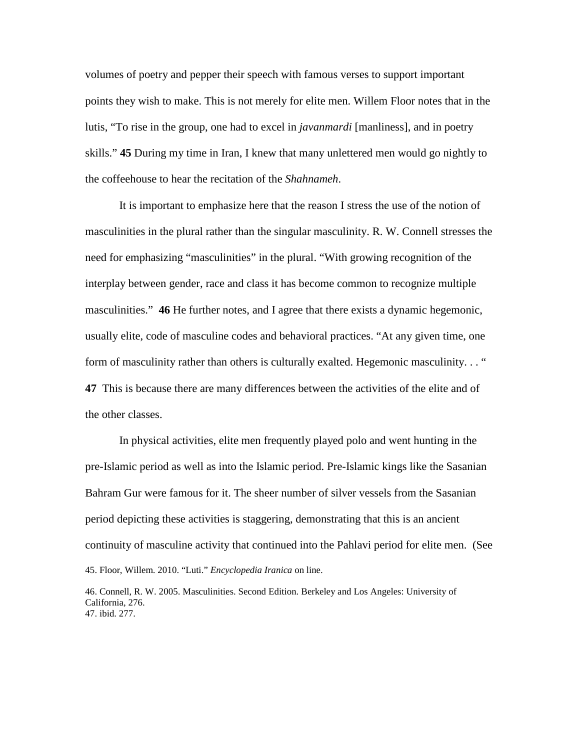volumes of poetry and pepper their speech with famous verses to support important points they wish to make. This is not merely for elite men. Willem Floor notes that in the lutis, "To rise in the group, one had to excel in *javanmardi* [manliness], and in poetry skills." **45** During my time in Iran, I knew that many unlettered men would go nightly to the coffeehouse to hear the recitation of the *Shahnameh*.

It is important to emphasize here that the reason I stress the use of the notion of masculinities in the plural rather than the singular masculinity. R. W. Connell stresses the need for emphasizing "masculinities" in the plural. "With growing recognition of the interplay between gender, race and class it has become common to recognize multiple masculinities." **46** He further notes, and I agree that there exists a dynamic hegemonic, usually elite, code of masculine codes and behavioral practices. "At any given time, one form of masculinity rather than others is culturally exalted. Hegemonic masculinity. . . " **47** This is because there are many differences between the activities of the elite and of the other classes.

In physical activities, elite men frequently played polo and went hunting in the pre-Islamic period as well as into the Islamic period. Pre-Islamic kings like the Sasanian Bahram Gur were famous for it. The sheer number of silver vessels from the Sasanian period depicting these activities is staggering, demonstrating that this is an ancient continuity of masculine activity that continued into the Pahlavi period for elite men. (See

45. Floor, Willem. 2010. "Luti." *Encyclopedia Iranica* on line.

46. Connell, R. W. 2005. Masculinities. Second Edition. Berkeley and Los Angeles: University of California, 276.
47. ibid. 277.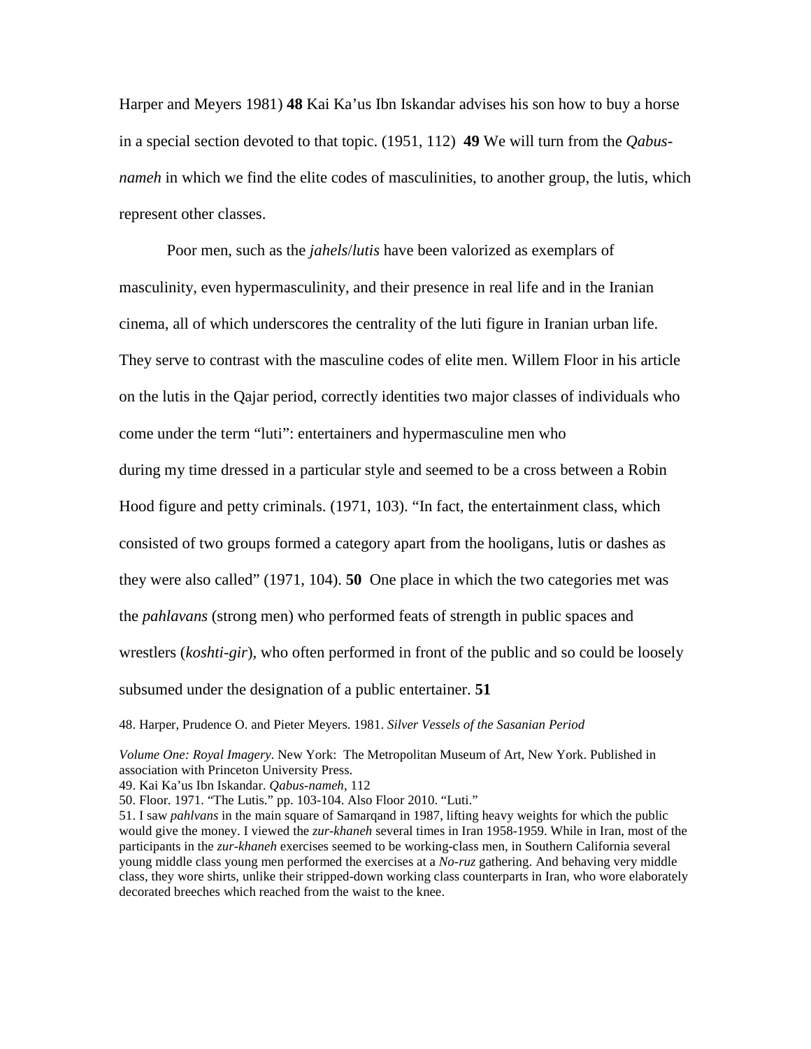Harper and Meyers 1981) **48** Kai Ka'us Ibn Iskandar advises his son how to buy a horse in a special section devoted to that topic. (1951, 112) **49** We will turn from the *Qabus-nameh* in which we find the elite codes of masculinities, to another group, the lutis, which represent other classes.

Poor men, such as the *jahels*/*lutis* have been valorized as exemplars of masculinity, even hypermasculinity, and their presence in real life and in the Iranian cinema, all of which underscores the centrality of the luti figure in Iranian urban life. They serve to contrast with the masculine codes of elite men. Willem Floor in his article on the lutis in the Qajar period, correctly identities two major classes of individuals who come under the term "luti": entertainers and hypermasculine men who during my time dressed in a particular style and seemed to be a cross between a Robin Hood figure and petty criminals. (1971, 103). "In fact, the entertainment class, which consisted of two groups formed a category apart from the hooligans, lutis or dashes as they were also called" (1971, 104). **50** One place in which the two categories met was the *pahlavans* (strong men) who performed feats of strength in public spaces and wrestlers (*koshti-gir*), who often performed in front of the public and so could be loosely subsumed under the designation of a public entertainer. **51**

48. Harper, Prudence O. and Pieter Meyers. 1981. *Silver Vessels of the Sasanian Period Volume One: Royal Imagery*. New York: The Metropolitan Museum of Art, New York. Published in association with Princeton University Press.

49. Kai Ka'us Ibn Iskandar. *Qabus-nameh*, 112

50. Floor. 1971. "The Lutis." pp. 103-104. Also Floor 2010. "Luti."

51. I saw *pahlvans* in the main square of Samarqand in 1987, lifting heavy weights for which the public would give the money. I viewed the *zur-khaneh* several times in Iran 1958-1959. While in Iran, most of the participants in the *zur-khaneh* exercises seemed to be working-class men, in Southern California several young middle class young men performed the exercises at a *No-ruz* gathering. And behaving very middle class, they wore shirts, unlike their stripped-down working class counterparts in Iran, who wore elaborately decorated breeches which reached from the waist to the knee.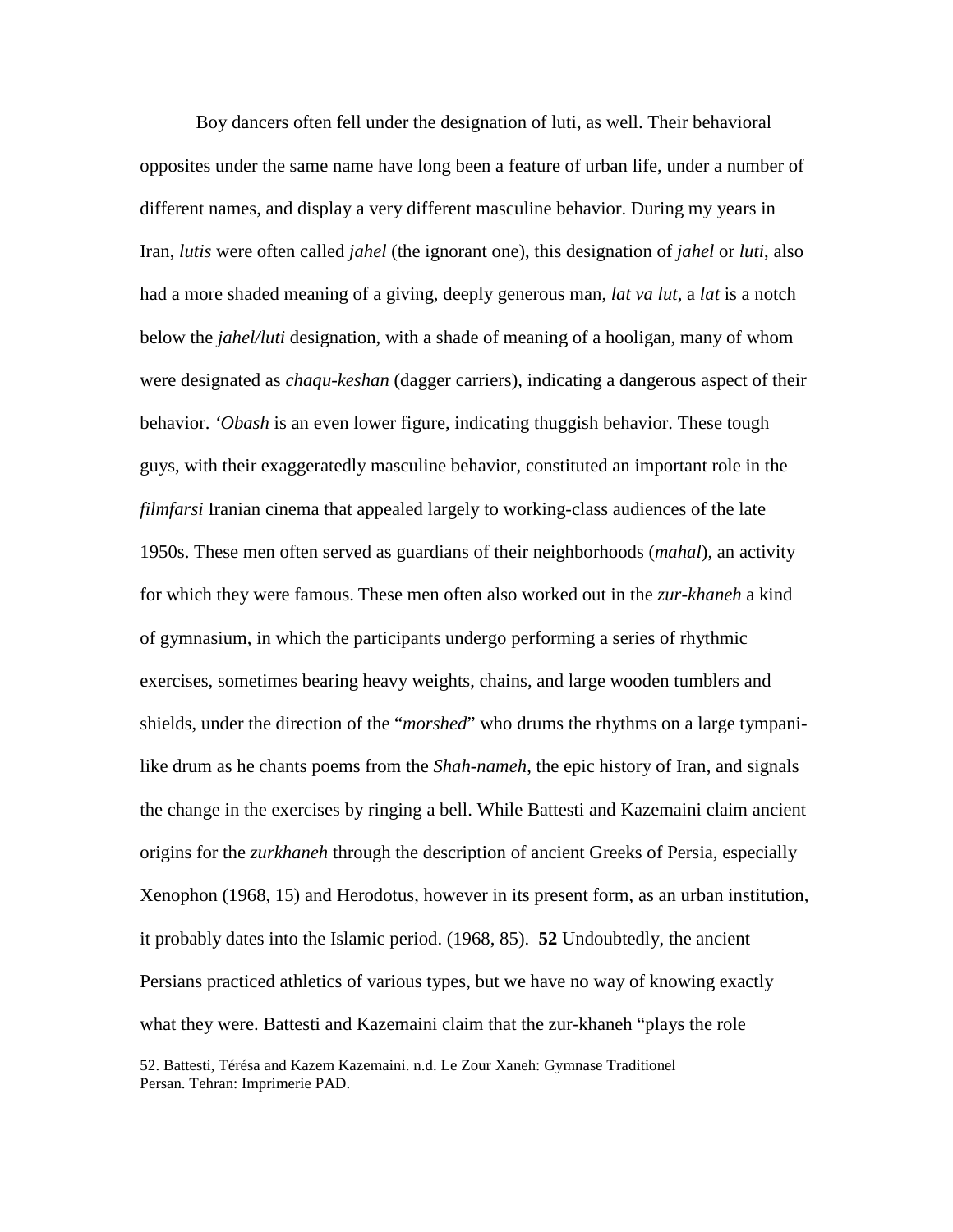Boy dancers often fell under the designation of luti, as well. Their behavioral opposites under the same name have long been a feature of urban life, under a number of different names, and display a very different masculine behavior. During my years in Iran, *lutis* were often called *jahel* (the ignorant one), this designation of *jahel* or *luti*, also had a more shaded meaning of a giving, deeply generous man, *lat va lut*, a *lat* is a notch below the *jahel/luti* designation, with a shade of meaning of a hooligan, many of whom were designated as *chaqu-keshan* (dagger carriers), indicating a dangerous aspect of their behavior. *'Obash* is an even lower figure, indicating thuggish behavior. These tough guys, with their exaggeratedly masculine behavior, constituted an important role in the *filmfarsi* Iranian cinema that appealed largely to working-class audiences of the late 1950s. These men often served as guardians of their neighborhoods (*mahal*), an activity for which they were famous. These men often also worked out in the *zur-khaneh* a kind of gymnasium, in which the participants undergo performing a series of rhythmic exercises, sometimes bearing heavy weights, chains, and large wooden tumblers and shields, under the direction of the "*morshed*" who drums the rhythms on a large tympani-like drum as he chants poems from the *Shah-nameh*, the epic history of Iran, and signals the change in the exercises by ringing a bell. While Battesti and Kazemaini claim ancient origins for the *zurkhaneh* through the description of ancient Greeks of Persia, especially Xenophon (1968, 15) and Herodotus, however in its present form, as an urban institution, it probably dates into the Islamic period. (1968, 85). **52** Undoubtedly, the ancient Persians practiced athletics of various types, but we have no way of knowing exactly what they were. Battesti and Kazemaini claim that the zur-khaneh "plays the role

52. Battesti, Térésa and Kazem Kazemaini. n.d. Le Zour Xaneh: Gymnase Traditionel Persan. Tehran: Imprimerie PAD.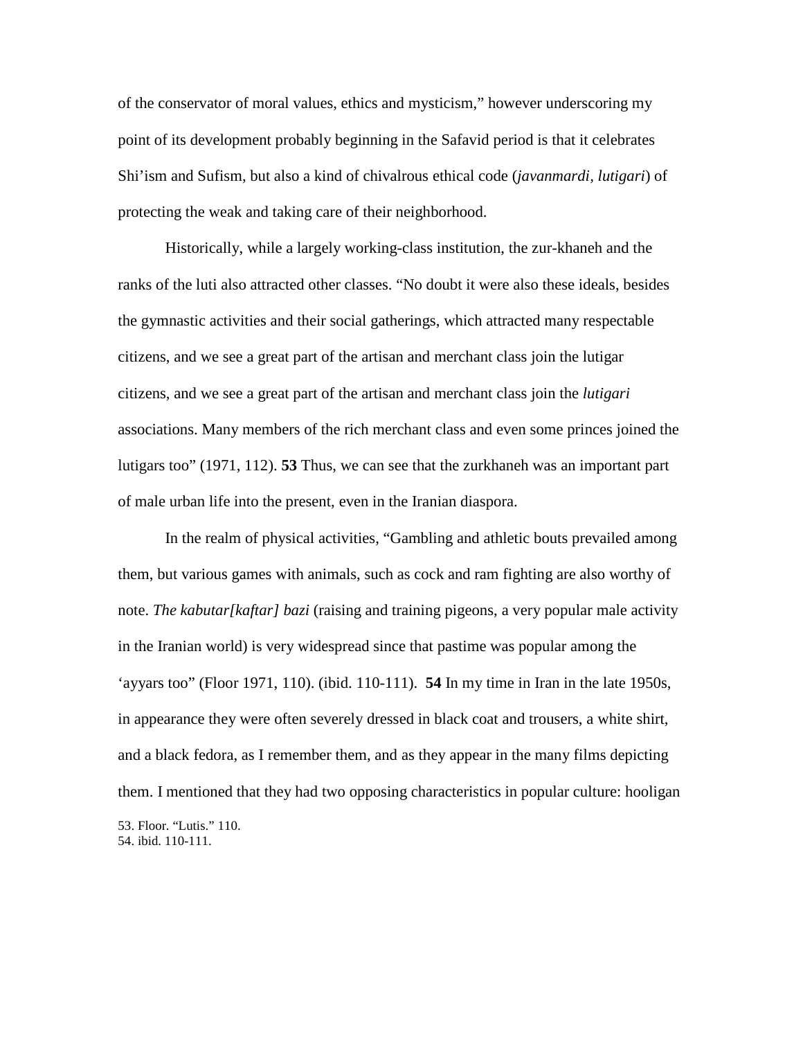of the conservator of moral values, ethics and mysticism," however underscoring my point of its development probably beginning in the Safavid period is that it celebrates Shi'ism and Sufism, but also a kind of chivalrous ethical code (*javanmardi, lutigari*) of protecting the weak and taking care of their neighborhood.

Historically, while a largely working-class institution, the zur-khaneh and the ranks of the luti also attracted other classes. "No doubt it were also these ideals, besides the gymnastic activities and their social gatherings, which attracted many respectable citizens, and we see a great part of the artisan and merchant class join the lutigar citizens, and we see a great part of the artisan and merchant class join the *lutigari* associations. Many members of the rich merchant class and even some princes joined the lutigars too" (1971, 112). **53** Thus, we can see that the zurkhaneh was an important part of male urban life into the present, even in the Iranian diaspora.

In the realm of physical activities, "Gambling and athletic bouts prevailed among them, but various games with animals, such as cock and ram fighting are also worthy of note. *The kabutar[kaftar] bazi* (raising and training pigeons, a very popular male activity in the Iranian world) is very widespread since that pastime was popular among the 'ayyars too" (Floor 1971, 110). (ibid. 110-111). **54** In my time in Iran in the late 1950s, in appearance they were often severely dressed in black coat and trousers, a white shirt, and a black fedora, as I remember them, and as they appear in the many films depicting them. I mentioned that they had two opposing characteristics in popular culture: hooligan

53. Floor. "Lutis." 110.
54. ibid. 110-111.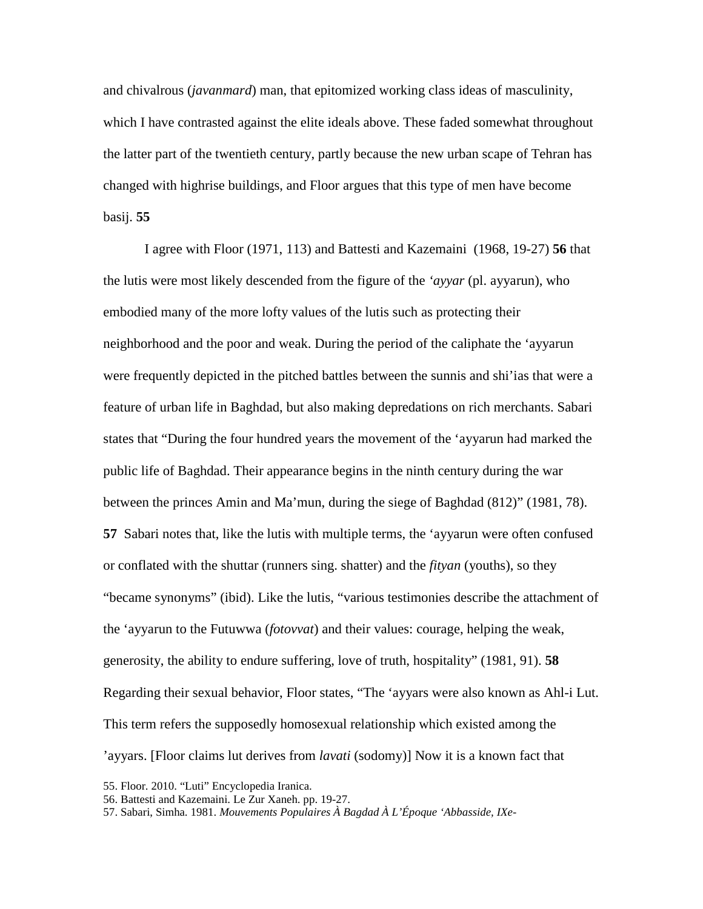and chivalrous (*javanmard*) man, that epitomized working class ideas of masculinity, which I have contrasted against the elite ideals above. These faded somewhat throughout the latter part of the twentieth century, partly because the new urban scape of Tehran has changed with highrise buildings, and Floor argues that this type of men have become basij. **55**

I agree with Floor (1971, 113) and Battesti and Kazemaini (1968, 19-27) **56** that the lutis were most likely descended from the figure of the *'ayyar* (pl. ayyarun), who embodied many of the more lofty values of the lutis such as protecting their neighborhood and the poor and weak. During the period of the caliphate the 'ayyarun were frequently depicted in the pitched battles between the sunnis and shi'ias that were a feature of urban life in Baghdad, but also making depredations on rich merchants. Sabari states that "During the four hundred years the movement of the 'ayyarun had marked the public life of Baghdad. Their appearance begins in the ninth century during the war between the princes Amin and Ma'mun, during the siege of Baghdad (812)" (1981, 78). **57** Sabari notes that, like the lutis with multiple terms, the 'ayyarun were often confused or conflated with the shuttar (runners sing. shatter) and the *fityan* (youths), so they "became synonyms" (ibid). Like the lutis, "various testimonies describe the attachment of the 'ayyarun to the Futuwwa (*fotovvat*) and their values: courage, helping the weak, generosity, the ability to endure suffering, love of truth, hospitality" (1981, 91). **58** Regarding their sexual behavior, Floor states, "The 'ayyars were also known as Ahl-i Lut. This term refers the supposedly homosexual relationship which existed among the 'ayyars. [Floor claims lut derives from *lavati* (sodomy)] Now it is a known fact that

55. Floor. 2010. "Luti" Encyclopedia Iranica.
56. Battesti and Kazemaini. Le Zur Xaneh. pp. 19-27.
57. Sabari, Simha. 1981. *Mouvements Populaires À Bagdad À L'Époque 'Abbasside, IXe-*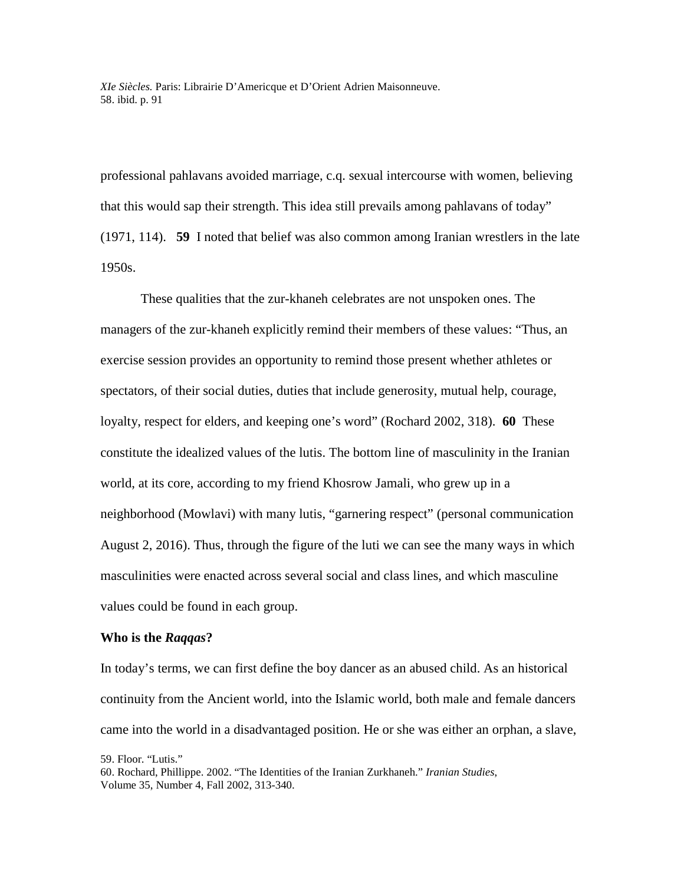*XIe Siècles.* Paris: Librairie D'Americque et D'Orient Adrien Maisonneuve.
58. ibid. p. 91

professional pahlavans avoided marriage, c.q. sexual intercourse with women, believing that this would sap their strength. This idea still prevails among pahlavans of today" (1971, 114). **59** I noted that belief was also common among Iranian wrestlers in the late 1950s.

These qualities that the zur-khaneh celebrates are not unspoken ones. The managers of the zur-khaneh explicitly remind their members of these values: "Thus, an exercise session provides an opportunity to remind those present whether athletes or spectators, of their social duties, duties that include generosity, mutual help, courage, loyalty, respect for elders, and keeping one's word" (Rochard 2002, 318). **60** These constitute the idealized values of the lutis. The bottom line of masculinity in the Iranian world, at its core, according to my friend Khosrow Jamali, who grew up in a neighborhood (Mowlavi) with many lutis, "garnering respect" (personal communication August 2, 2016). Thus, through the figure of the luti we can see the many ways in which masculinities were enacted across several social and class lines, and which masculine values could be found in each group.

**Who is the *Raqqas*?**

In today's terms, we can first define the boy dancer as an abused child. As an historical continuity from the Ancient world, into the Islamic world, both male and female dancers came into the world in a disadvantaged position. He or she was either an orphan, a slave,

59. Floor. "Lutis."
60. Rochard, Phillippe. 2002. "The Identities of the Iranian Zurkhaneh." *Iranian Studies*, Volume 35, Number 4, Fall 2002, 313-340.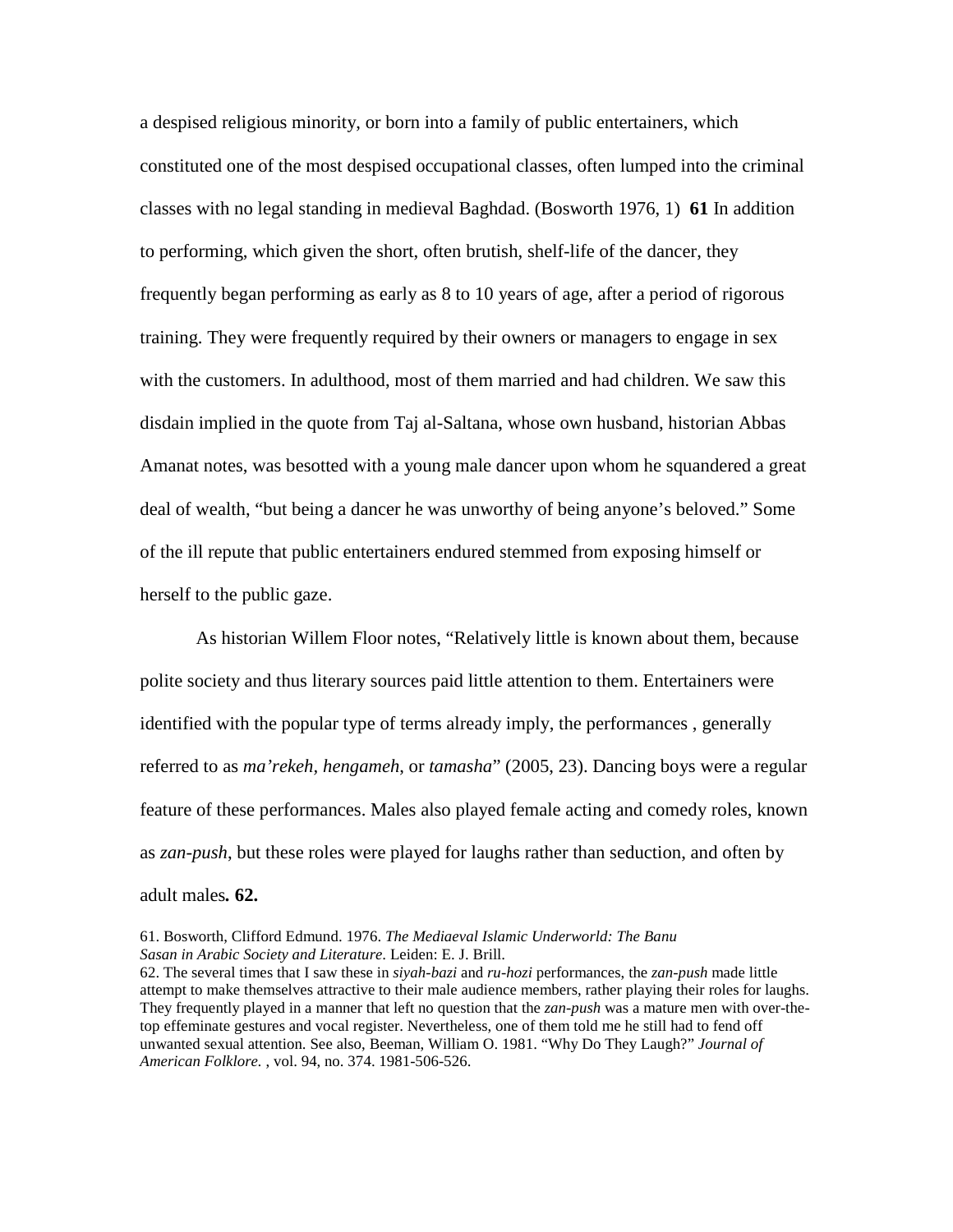a despised religious minority, or born into a family of public entertainers, which constituted one of the most despised occupational classes, often lumped into the criminal classes with no legal standing in medieval Baghdad. (Bosworth 1976, 1) **61** In addition to performing, which given the short, often brutish, shelf-life of the dancer, they frequently began performing as early as 8 to 10 years of age, after a period of rigorous training. They were frequently required by their owners or managers to engage in sex with the customers. In adulthood, most of them married and had children. We saw this disdain implied in the quote from Taj al-Saltana, whose own husband, historian Abbas Amanat notes, was besotted with a young male dancer upon whom he squandered a great deal of wealth, "but being a dancer he was unworthy of being anyone's beloved." Some of the ill repute that public entertainers endured stemmed from exposing himself or herself to the public gaze.

As historian Willem Floor notes, "Relatively little is known about them, because polite society and thus literary sources paid little attention to them. Entertainers were identified with the popular type of terms already imply, the performances , generally referred to as *ma'rekeh*, *hengameh*, or *tamasha*" (2005, 23). Dancing boys were a regular feature of these performances. Males also played female acting and comedy roles, known as *zan-push*, but these roles were played for laughs rather than seduction, and often by adult males**. 62.**

61. Bosworth, Clifford Edmund. 1976. *The Mediaeval Islamic Underworld: The Banu Sasan in Arabic Society and Literature*. Leiden: E. J. Brill.

62. The several times that I saw these in *siyah-bazi* and *ru-hozi* performances, the *zan-push* made little attempt to make themselves attractive to their male audience members, rather playing their roles for laughs. They frequently played in a manner that left no question that the *zan-push* was a mature men with over-the-top effeminate gestures and vocal register. Nevertheless, one of them told me he still had to fend off unwanted sexual attention. See also, Beeman, William O. 1981. "Why Do They Laugh?" *Journal of American Folklore.* , vol. 94, no. 374. 1981-506-526.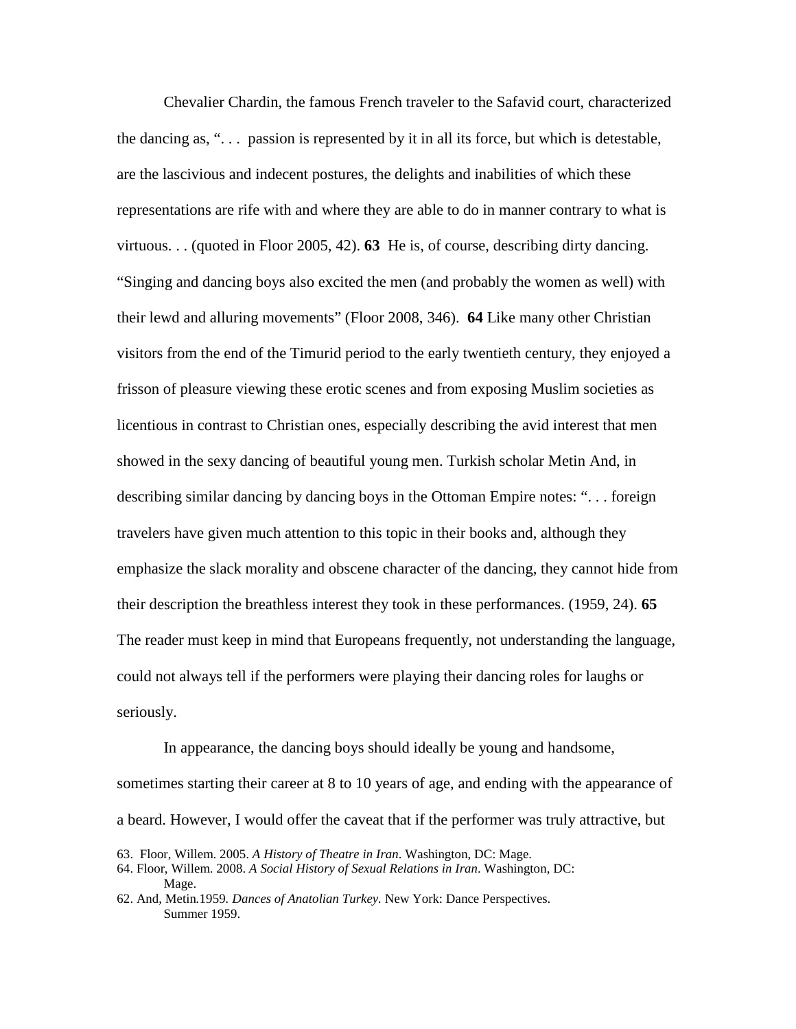Chevalier Chardin, the famous French traveler to the Safavid court, characterized the dancing as, ". . .  passion is represented by it in all its force, but which is detestable, are the lascivious and indecent postures, the delights and inabilities of which these representations are rife with and where they are able to do in manner contrary to what is virtuous. . . (quoted in Floor 2005, 42). **63**  He is, of course, describing dirty dancing. "Singing and dancing boys also excited the men (and probably the women as well) with their lewd and alluring movements" (Floor 2008, 346).  **64** Like many other Christian visitors from the end of the Timurid period to the early twentieth century, they enjoyed a frisson of pleasure viewing these erotic scenes and from exposing Muslim societies as licentious in contrast to Christian ones, especially describing the avid interest that men showed in the sexy dancing of beautiful young men. Turkish scholar Metin And, in describing similar dancing by dancing boys in the Ottoman Empire notes: ". . . foreign travelers have given much attention to this topic in their books and, although they emphasize the slack morality and obscene character of the dancing, they cannot hide from their description the breathless interest they took in these performances. (1959, 24). **65** The reader must keep in mind that Europeans frequently, not understanding the language, could not always tell if the performers were playing their dancing roles for laughs or seriously.

In appearance, the dancing boys should ideally be young and handsome, sometimes starting their career at 8 to 10 years of age, and ending with the appearance of a beard. However, I would offer the caveat that if the performer was truly attractive, but

63. Floor, Willem. 2005. *A History of Theatre in Iran*. Washington, DC: Mage.
64. Floor, Willem. 2008. *A Social History of Sexual Relations in Iran*. Washington, DC: Mage.
62. And, Metin.1959. *Dances of Anatolian Turkey.* New York: Dance Perspectives. Summer 1959.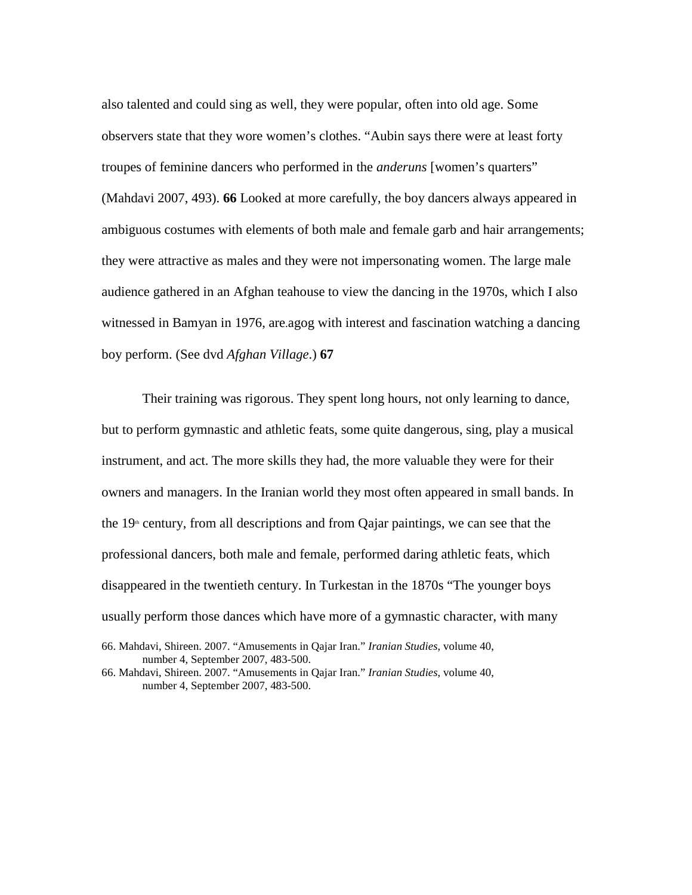also talented and could sing as well, they were popular, often into old age. Some observers state that they wore women's clothes. "Aubin says there were at least forty troupes of feminine dancers who performed in the *anderuns* [women's quarters" (Mahdavi 2007, 493). **66** Looked at more carefully, the boy dancers always appeared in ambiguous costumes with elements of both male and female garb and hair arrangements; they were attractive as males and they were not impersonating women. The large male audience gathered in an Afghan teahouse to view the dancing in the 1970s, which I also witnessed in Bamyan in 1976, are.agog with interest and fascination watching a dancing boy perform. (See dvd *Afghan Village*.) **67**

Their training was rigorous. They spent long hours, not only learning to dance, but to perform gymnastic and athletic feats, some quite dangerous, sing, play a musical instrument, and act. The more skills they had, the more valuable they were for their owners and managers. In the Iranian world they most often appeared in small bands. In the 19th century, from all descriptions and from Qajar paintings, we can see that the professional dancers, both male and female, performed daring athletic feats, which disappeared in the twentieth century. In Turkestan in the 1870s "The younger boys usually perform those dances which have more of a gymnastic character, with many

66. Mahdavi, Shireen. 2007. "Amusements in Qajar Iran." *Iranian Studies*, volume 40, number 4, September 2007, 483-500.

66. Mahdavi, Shireen. 2007. "Amusements in Qajar Iran." *Iranian Studies*, volume 40, number 4, September 2007, 483-500.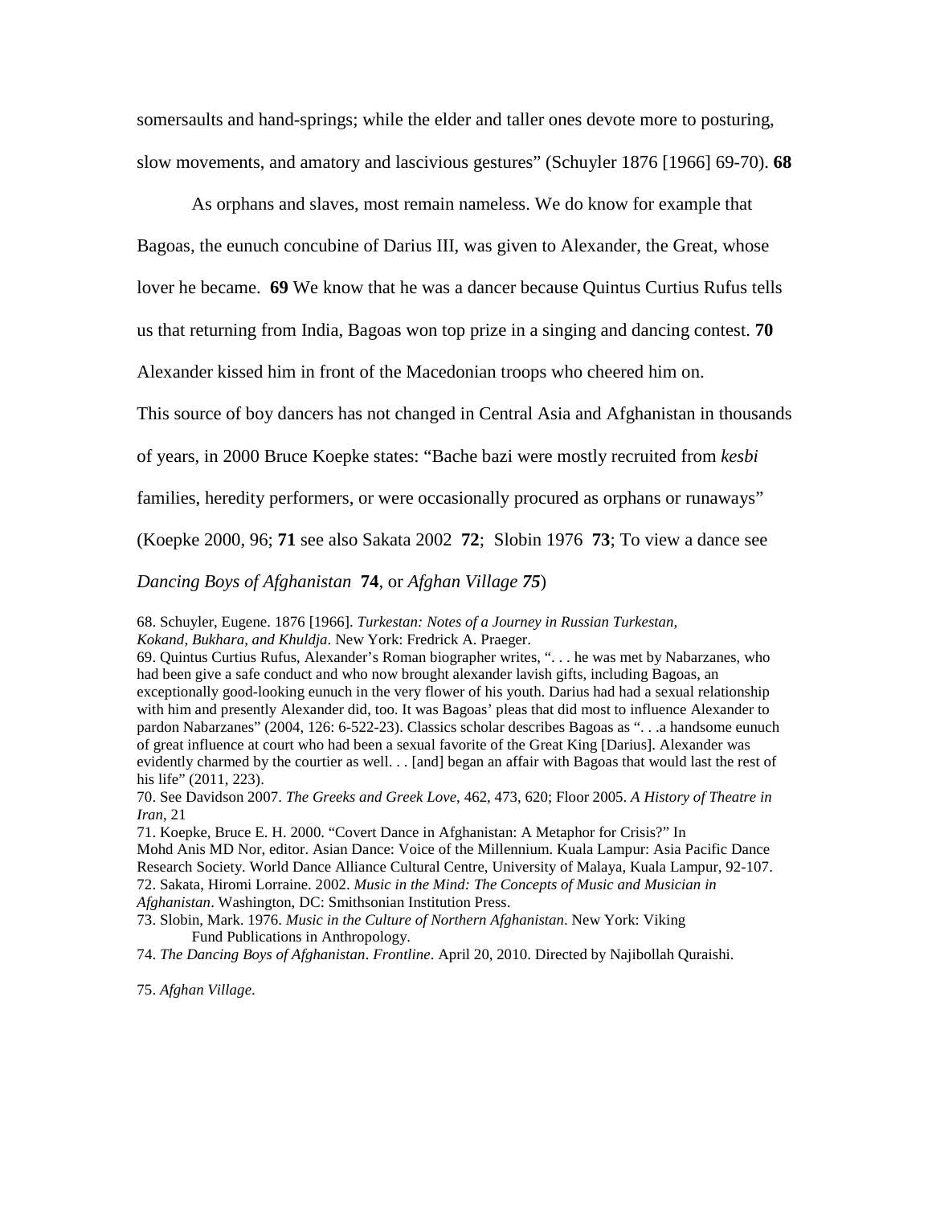somersaults and hand-springs; while the elder and taller ones devote more to posturing, slow movements, and amatory and lascivious gestures" (Schuyler 1876 [1966] 69-70). **68**

As orphans and slaves, most remain nameless. We do know for example that Bagoas, the eunuch concubine of Darius III, was given to Alexander, the Great, whose lover he became. **69** We know that he was a dancer because Quintus Curtius Rufus tells us that returning from India, Bagoas won top prize in a singing and dancing contest. **70** Alexander kissed him in front of the Macedonian troops who cheered him on.

This source of boy dancers has not changed in Central Asia and Afghanistan in thousands of years, in 2000 Bruce Koepke states: "Bache bazi were mostly recruited from *kesbi* families, heredity performers, or were occasionally procured as orphans or runaways" (Koepke 2000, 96; **71** see also Sakata 2002 **72**; Slobin 1976 **73**; To view a dance see *Dancing Boys of Afghanistan* **74**, or *Afghan Village* ***75***)

68. Schuyler, Eugene. 1876 [1966]. *Turkestan: Notes of a Journey in Russian Turkestan, Kokand, Bukhara, and Khuldja*. New York: Fredrick A. Praeger.

69. Quintus Curtius Rufus, Alexander's Roman biographer writes, ". . . he was met by Nabarzanes, who had been give a safe conduct and who now brought alexander lavish gifts, including Bagoas, an exceptionally good-looking eunuch in the very flower of his youth. Darius had had a sexual relationship with him and presently Alexander did, too. It was Bagoas' pleas that did most to influence Alexander to pardon Nabarzanes" (2004, 126: 6-522-23). Classics scholar describes Bagoas as ". . .a handsome eunuch of great influence at court who had been a sexual favorite of the Great King [Darius]. Alexander was evidently charmed by the courtier as well. . . [and] began an affair with Bagoas that would last the rest of his life" (2011, 223).

70. See Davidson 2007. *The Greeks and Greek Love*, 462, 473, 620; Floor 2005. *A History of Theatre in Iran*, 21

71. Koepke, Bruce E. H. 2000. "Covert Dance in Afghanistan: A Metaphor for Crisis?" In Mohd Anis MD Nor, editor. Asian Dance: Voice of the Millennium. Kuala Lampur: Asia Pacific Dance Research Society. World Dance Alliance Cultural Centre, University of Malaya, Kuala Lampur, 92-107.

72. Sakata, Hiromi Lorraine. 2002. *Music in the Mind: The Concepts of Music and Musician in Afghanistan*. Washington, DC: Smithsonian Institution Press.

73. Slobin, Mark. 1976. *Music in the Culture of Northern Afghanistan*. New York: Viking Fund Publications in Anthropology.

74. *The Dancing Boys of Afghanistan*. *Frontline*. April 20, 2010. Directed by Najibollah Quraishi.

75. *Afghan Village.*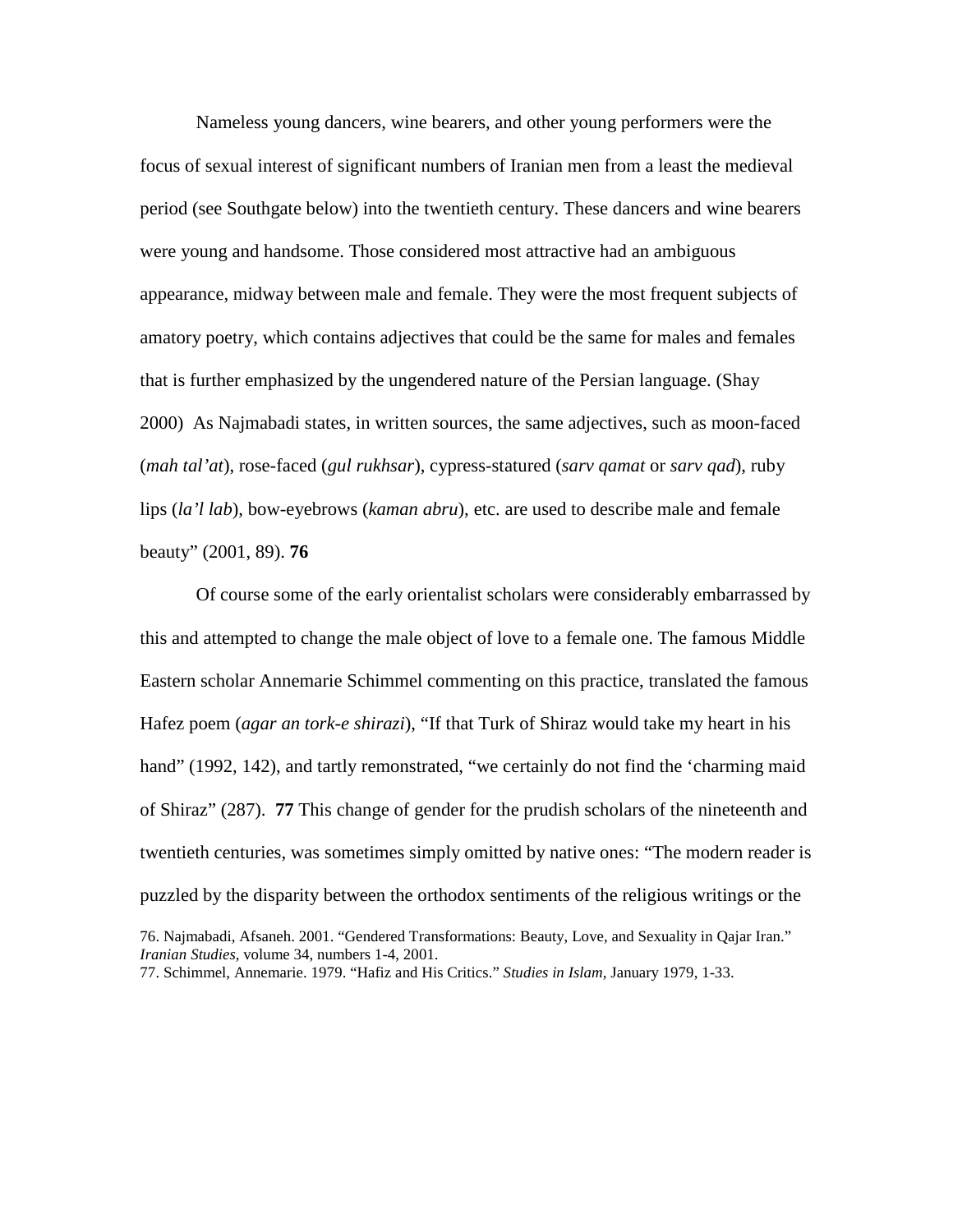Nameless young dancers, wine bearers, and other young performers were the focus of sexual interest of significant numbers of Iranian men from a least the medieval period (see Southgate below) into the twentieth century. These dancers and wine bearers were young and handsome. Those considered most attractive had an ambiguous appearance, midway between male and female. They were the most frequent subjects of amatory poetry, which contains adjectives that could be the same for males and females that is further emphasized by the ungendered nature of the Persian language. (Shay 2000) As Najmabadi states, in written sources, the same adjectives, such as moon-faced (*mah tal'at*), rose-faced (*gul rukhsar*), cypress-statured (*sarv qamat* or *sarv qad*), ruby lips (*la'l lab*), bow-eyebrows (*kaman abru*), etc. are used to describe male and female beauty" (2001, 89). **76**

Of course some of the early orientalist scholars were considerably embarrassed by this and attempted to change the male object of love to a female one. The famous Middle Eastern scholar Annemarie Schimmel commenting on this practice, translated the famous Hafez poem (*agar an tork-e shirazi*), "If that Turk of Shiraz would take my heart in his hand" (1992, 142), and tartly remonstrated, "we certainly do not find the 'charming maid of Shiraz" (287). **77** This change of gender for the prudish scholars of the nineteenth and twentieth centuries, was sometimes simply omitted by native ones: "The modern reader is puzzled by the disparity between the orthodox sentiments of the religious writings or the

76. Najmabadi, Afsaneh. 2001. "Gendered Transformations: Beauty, Love, and Sexuality in Qajar Iran." *Iranian Studies*, volume 34, numbers 1-4, 2001.
77. Schimmel, Annemarie. 1979. "Hafiz and His Critics." *Studies in Islam*, January 1979, 1-33.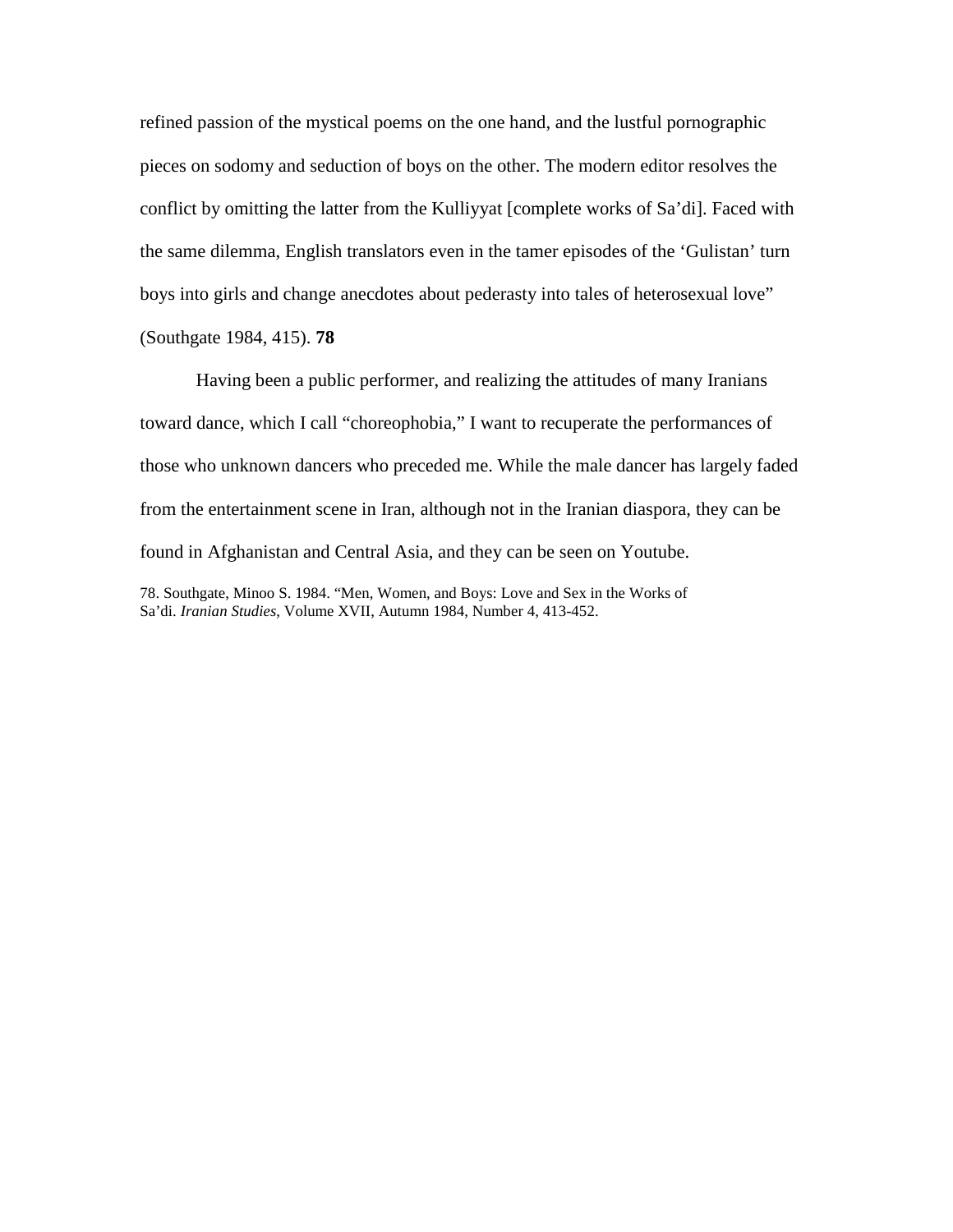refined passion of the mystical poems on the one hand, and the lustful pornographic pieces on sodomy and seduction of boys on the other. The modern editor resolves the conflict by omitting the latter from the Kulliyyat [complete works of Sa'di]. Faced with the same dilemma, English translators even in the tamer episodes of the 'Gulistan' turn boys into girls and change anecdotes about pederasty into tales of heterosexual love" (Southgate 1984, 415). **78**

Having been a public performer, and realizing the attitudes of many Iranians toward dance, which I call "choreophobia," I want to recuperate the performances of those who unknown dancers who preceded me. While the male dancer has largely faded from the entertainment scene in Iran, although not in the Iranian diaspora, they can be found in Afghanistan and Central Asia, and they can be seen on Youtube.

78. Southgate, Minoo S. 1984. "Men, Women, and Boys: Love and Sex in the Works of Sa'di. *Iranian Studies*, Volume XVII, Autumn 1984, Number 4, 413-452.